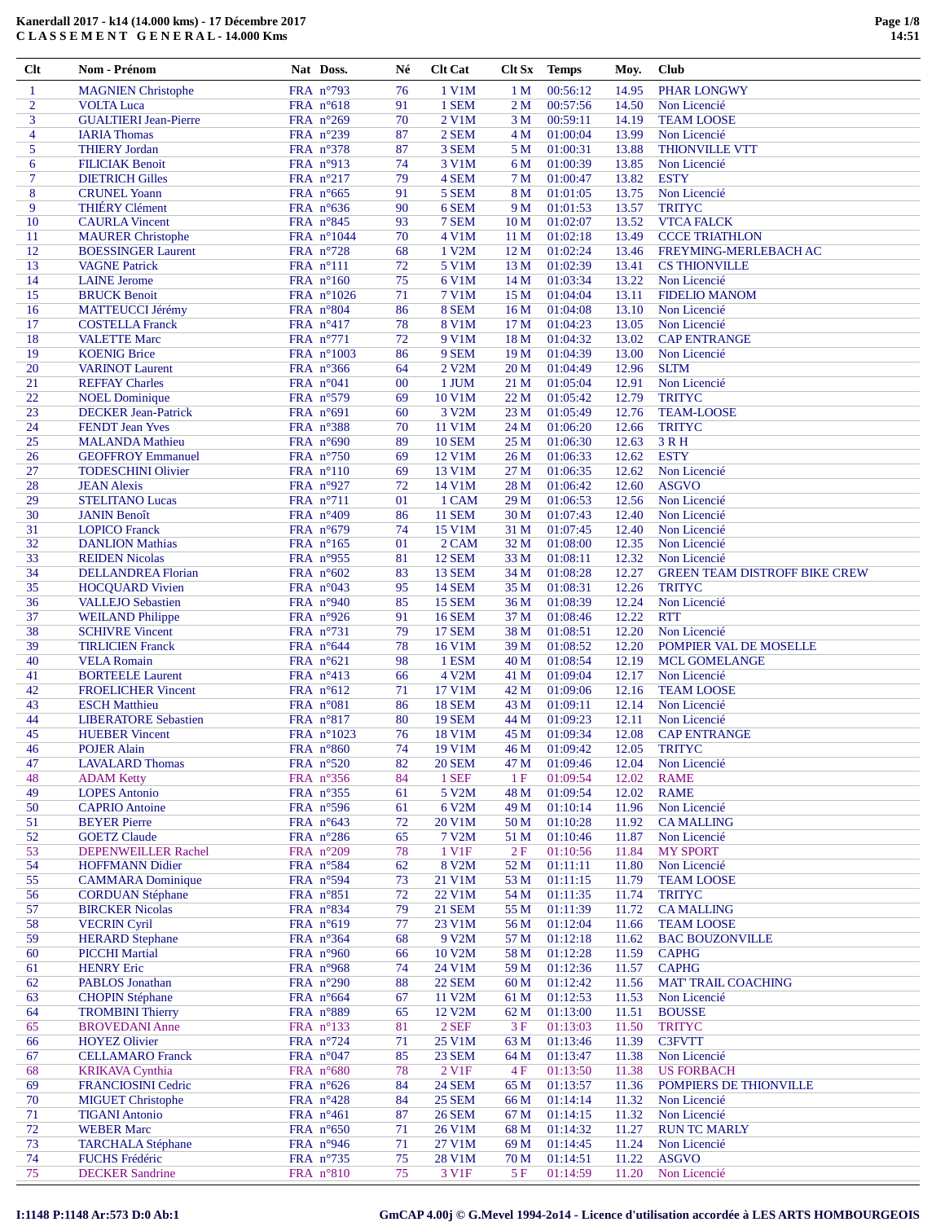**Kanerdall 2017 - k14 (14.000 kms) - 17 Décembre 2017**
**C L A S S E M E N T G E N E R A L - 14.000 Kms**

| Clt | Nom - Prénom | Nat | Doss. | Né | Clt Cat | Clt Sx | Temps | Moy. | Club |
|---|---|---|---|---|---|---|---|---|---|
| 1 | MAGNIEN Christophe | FRA | n°793 | 76 | 1 V1M | 1 M | 00:56:12 | 14.95 | PHAR LONGWY |
| 2 | VOLTA Luca | FRA | n°618 | 91 | 1 SEM | 2 M | 00:57:56 | 14.50 | Non Licencié |
| 3 | GUALTIERI Jean-Pierre | FRA | n°269 | 70 | 2 V1M | 3 M | 00:59:11 | 14.19 | TEAM LOOSE |
| 4 | IARIA Thomas | FRA | n°239 | 87 | 2 SEM | 4 M | 01:00:04 | 13.99 | Non Licencié |
| 5 | THIERY Jordan | FRA | n°378 | 87 | 3 SEM | 5 M | 01:00:31 | 13.88 | THIONVILLE VTT |
| 6 | FILICIAK Benoit | FRA | n°913 | 74 | 3 V1M | 6 M | 01:00:39 | 13.85 | Non Licencié |
| 7 | DIETRICH Gilles | FRA | n°217 | 79 | 4 SEM | 7 M | 01:00:47 | 13.82 | ESTY |
| 8 | CRUNEL Yoann | FRA | n°665 | 91 | 5 SEM | 8 M | 01:01:05 | 13.75 | Non Licencié |
| 9 | THIÉRY Clément | FRA | n°636 | 90 | 6 SEM | 9 M | 01:01:53 | 13.57 | TRITYC |
| 10 | CAURLA Vincent | FRA | n°845 | 93 | 7 SEM | 10 M | 01:02:07 | 13.52 | VTCA FALCK |
| 11 | MAURER Christophe | FRA | n°1044 | 70 | 4 V1M | 11 M | 01:02:18 | 13.49 | CCCE TRIATHLON |
| 12 | BOESSINGER Laurent | FRA | n°728 | 68 | 1 V2M | 12 M | 01:02:24 | 13.46 | FREYMING-MERLEBACH AC |
| 13 | VAGNE Patrick | FRA | n°111 | 72 | 5 V1M | 13 M | 01:02:39 | 13.41 | CS THIONVILLE |
| 14 | LAINE Jerome | FRA | n°160 | 75 | 6 V1M | 14 M | 01:03:34 | 13.22 | Non Licencié |
| 15 | BRUCK Benoit | FRA | n°1026 | 71 | 7 V1M | 15 M | 01:04:04 | 13.11 | FIDELIO MANOM |
| 16 | MATTEUCCI Jérémy | FRA | n°804 | 86 | 8 SEM | 16 M | 01:04:08 | 13.10 | Non Licencié |
| 17 | COSTELLA Franck | FRA | n°417 | 78 | 8 V1M | 17 M | 01:04:23 | 13.05 | Non Licencié |
| 18 | VALETTE Marc | FRA | n°771 | 72 | 9 V1M | 18 M | 01:04:32 | 13.02 | CAP ENTRANGE |
| 19 | KOENIG Brice | FRA | n°1003 | 86 | 9 SEM | 19 M | 01:04:39 | 13.00 | Non Licencié |
| 20 | VARINOT Laurent | FRA | n°366 | 64 | 2 V2M | 20 M | 01:04:49 | 12.96 | SLTM |
| 21 | REFFAY Charles | FRA | n°041 | 00 | 1 JUM | 21 M | 01:05:04 | 12.91 | Non Licencié |
| 22 | NOEL Dominique | FRA | n°579 | 69 | 10 V1M | 22 M | 01:05:42 | 12.79 | TRITYC |
| 23 | DECKER Jean-Patrick | FRA | n°691 | 60 | 3 V2M | 23 M | 01:05:49 | 12.76 | TEAM-LOOSE |
| 24 | FENDT Jean Yves | FRA | n°388 | 70 | 11 V1M | 24 M | 01:06:20 | 12.66 | TRITYC |
| 25 | MALANDA Mathieu | FRA | n°690 | 89 | 10 SEM | 25 M | 01:06:30 | 12.63 | 3 R H |
| 26 | GEOFFROY Emmanuel | FRA | n°750 | 69 | 12 V1M | 26 M | 01:06:33 | 12.62 | ESTY |
| 27 | TODESCHINI Olivier | FRA | n°110 | 69 | 13 V1M | 27 M | 01:06:35 | 12.62 | Non Licencié |
| 28 | JEAN Alexis | FRA | n°927 | 72 | 14 V1M | 28 M | 01:06:42 | 12.60 | ASGVO |
| 29 | STELITANO Lucas | FRA | n°711 | 01 | 1 CAM | 29 M | 01:06:53 | 12.56 | Non Licencié |
| 30 | JANIN Benoît | FRA | n°409 | 86 | 11 SEM | 30 M | 01:07:43 | 12.40 | Non Licencié |
| 31 | LOPICO Franck | FRA | n°679 | 74 | 15 V1M | 31 M | 01:07:45 | 12.40 | Non Licencié |
| 32 | DANLION Mathias | FRA | n°165 | 01 | 2 CAM | 32 M | 01:08:00 | 12.35 | Non Licencié |
| 33 | REIDEN Nicolas | FRA | n°955 | 81 | 12 SEM | 33 M | 01:08:11 | 12.32 | Non Licencié |
| 34 | DELLANDREA Florian | FRA | n°602 | 83 | 13 SEM | 34 M | 01:08:28 | 12.27 | GREEN TEAM DISTROFF BIKE CREW |
| 35 | HOCQUARD Vivien | FRA | n°043 | 95 | 14 SEM | 35 M | 01:08:31 | 12.26 | TRITYC |
| 36 | VALLEJO Sebastien | FRA | n°940 | 85 | 15 SEM | 36 M | 01:08:39 | 12.24 | Non Licencié |
| 37 | WEILAND Philippe | FRA | n°926 | 91 | 16 SEM | 37 M | 01:08:46 | 12.22 | RTT |
| 38 | SCHIVRE Vincent | FRA | n°731 | 79 | 17 SEM | 38 M | 01:08:51 | 12.20 | Non Licencié |
| 39 | TIRLICIEN Franck | FRA | n°644 | 78 | 16 V1M | 39 M | 01:08:52 | 12.20 | POMPIER VAL DE MOSELLE |
| 40 | VELA Romain | FRA | n°621 | 98 | 1 ESM | 40 M | 01:08:54 | 12.19 | MCL GOMELANGE |
| 41 | BORTEELE Laurent | FRA | n°413 | 66 | 4 V2M | 41 M | 01:09:04 | 12.17 | Non Licencié |
| 42 | FROELICHER Vincent | FRA | n°612 | 71 | 17 V1M | 42 M | 01:09:06 | 12.16 | TEAM LOOSE |
| 43 | ESCH Matthieu | FRA | n°081 | 86 | 18 SEM | 43 M | 01:09:11 | 12.14 | Non Licencié |
| 44 | LIBERATORE Sebastien | FRA | n°817 | 80 | 19 SEM | 44 M | 01:09:23 | 12.11 | Non Licencié |
| 45 | HUEBER Vincent | FRA | n°1023 | 76 | 18 V1M | 45 M | 01:09:34 | 12.08 | CAP ENTRANGE |
| 46 | POJER Alain | FRA | n°860 | 74 | 19 V1M | 46 M | 01:09:42 | 12.05 | TRITYC |
| 47 | LAVALARD Thomas | FRA | n°520 | 82 | 20 SEM | 47 M | 01:09:46 | 12.04 | Non Licencié |
| 48 | ADAM Ketty | FRA | n°356 | 84 | 1 SEF | 1 F | 01:09:54 | 12.02 | RAME |
| 49 | LOPES Antonio | FRA | n°355 | 61 | 5 V2M | 48 M | 01:09:54 | 12.02 | RAME |
| 50 | CAPRIO Antoine | FRA | n°596 | 61 | 6 V2M | 49 M | 01:10:14 | 11.96 | Non Licencié |
| 51 | BEYER Pierre | FRA | n°643 | 72 | 20 V1M | 50 M | 01:10:28 | 11.92 | CA MALLING |
| 52 | GOETZ Claude | FRA | n°286 | 65 | 7 V2M | 51 M | 01:10:46 | 11.87 | Non Licencié |
| 53 | DEPENWEILLER Rachel | FRA | n°209 | 78 | 1 V1F | 2 F | 01:10:56 | 11.84 | MY SPORT |
| 54 | HOFFMANN Didier | FRA | n°584 | 62 | 8 V2M | 52 M | 01:11:11 | 11.80 | Non Licencié |
| 55 | CAMMARA Dominique | FRA | n°594 | 73 | 21 V1M | 53 M | 01:11:15 | 11.79 | TEAM LOOSE |
| 56 | CORDUAN Stéphane | FRA | n°851 | 72 | 22 V1M | 54 M | 01:11:35 | 11.74 | TRITYC |
| 57 | BIRCKER Nicolas | FRA | n°834 | 79 | 21 SEM | 55 M | 01:11:39 | 11.72 | CA MALLING |
| 58 | VECRIN Cyril | FRA | n°619 | 77 | 23 V1M | 56 M | 01:12:04 | 11.66 | TEAM LOOSE |
| 59 | HERARD Stephane | FRA | n°364 | 68 | 9 V2M | 57 M | 01:12:18 | 11.62 | BAC BOUZONVILLE |
| 60 | PICCHI Martial | FRA | n°960 | 66 | 10 V2M | 58 M | 01:12:28 | 11.59 | CAPHG |
| 61 | HENRY Eric | FRA | n°968 | 74 | 24 V1M | 59 M | 01:12:36 | 11.57 | CAPHG |
| 62 | PABLOS Jonathan | FRA | n°290 | 88 | 22 SEM | 60 M | 01:12:42 | 11.56 | MAT' TRAIL COACHING |
| 63 | CHOPIN Stéphane | FRA | n°664 | 67 | 11 V2M | 61 M | 01:12:53 | 11.53 | Non Licencié |
| 64 | TROMBINI Thierry | FRA | n°889 | 65 | 12 V2M | 62 M | 01:13:00 | 11.51 | BOUSSE |
| 65 | BROVEDANI Anne | FRA | n°133 | 81 | 2 SEF | 3 F | 01:13:03 | 11.50 | TRITYC |
| 66 | HOYEZ Olivier | FRA | n°724 | 71 | 25 V1M | 63 M | 01:13:46 | 11.39 | C3FVTT |
| 67 | CELLAMARO Franck | FRA | n°047 | 85 | 23 SEM | 64 M | 01:13:47 | 11.38 | Non Licencié |
| 68 | KRIKAVA Cynthia | FRA | n°680 | 78 | 2 V1F | 4 F | 01:13:50 | 11.38 | US FORBACH |
| 69 | FRANCIOSINI Cedric | FRA | n°626 | 84 | 24 SEM | 65 M | 01:13:57 | 11.36 | POMPIERS DE THIONVILLE |
| 70 | MIGUET Christophe | FRA | n°428 | 84 | 25 SEM | 66 M | 01:14:14 | 11.32 | Non Licencié |
| 71 | TIGANI Antonio | FRA | n°461 | 87 | 26 SEM | 67 M | 01:14:15 | 11.32 | Non Licencié |
| 72 | WEBER Marc | FRA | n°650 | 71 | 26 V1M | 68 M | 01:14:32 | 11.27 | RUN TC MARLY |
| 73 | TARCHALA Stéphane | FRA | n°946 | 71 | 27 V1M | 69 M | 01:14:45 | 11.24 | Non Licencié |
| 74 | FUCHS Frédéric | FRA | n°735 | 75 | 28 V1M | 70 M | 01:14:51 | 11.22 | ASGVO |
| 75 | DECKER Sandrine | FRA | n°810 | 75 | 3 V1F | 5 F | 01:14:59 | 11.20 | Non Licencié |

I:1148 P:1148 Ar:573 D:0 Ab:1 — GmCAP 4.00j © G.Mevel 1994-2014 - Licence d'utilisation accordée à LES ARTS HOMBOURGEOIS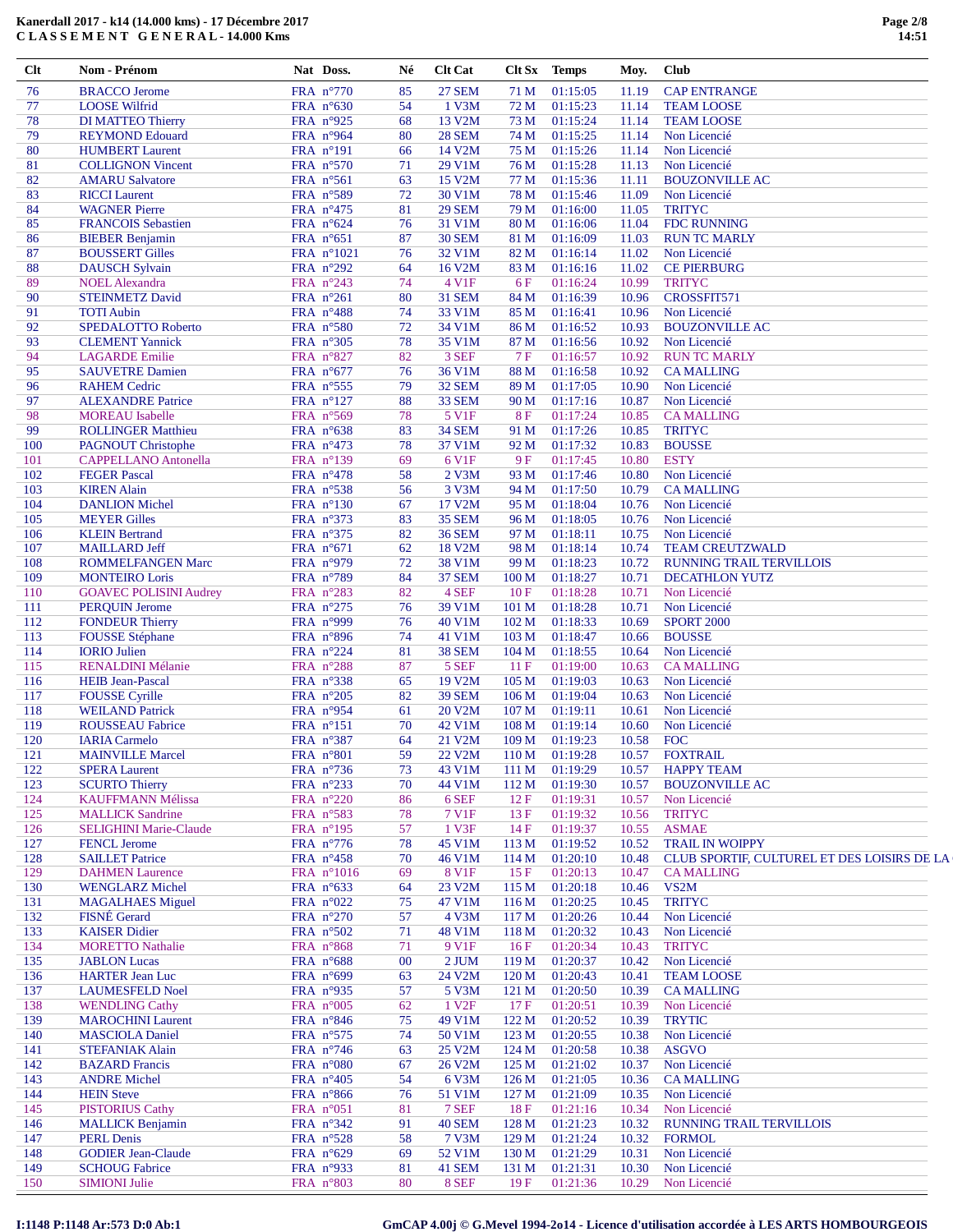**Kanerdall 2017 - k14 (14.000 kms) - 17 Décembre 2017**
**CLASSEMENT GENERAL - 14.000 Kms**

| Clt | Nom - Prénom | Nat | Doss. | Né | Clt Cat | Clt Sx | Temps | Moy. | Club |
|---|---|---|---|---|---|---|---|---|---|
| 76 | BRACCO Jerome | FRA | n°770 | 85 | 27 SEM | 71 M | 01:15:05 | 11.19 | CAP ENTRANGE |
| 77 | LOOSE Wilfrid | FRA | n°630 | 54 | 1 V3M | 72 M | 01:15:23 | 11.14 | TEAM LOOSE |
| 78 | DI MATTEO Thierry | FRA | n°925 | 68 | 13 V2M | 73 M | 01:15:24 | 11.14 | TEAM LOOSE |
| 79 | REYMOND Edouard | FRA | n°964 | 80 | 28 SEM | 74 M | 01:15:25 | 11.14 | Non Licencié |
| 80 | HUMBERT Laurent | FRA | n°191 | 66 | 14 V2M | 75 M | 01:15:26 | 11.14 | Non Licencié |
| 81 | COLLIGNON Vincent | FRA | n°570 | 71 | 29 V1M | 76 M | 01:15:28 | 11.13 | Non Licencié |
| 82 | AMARU Salvatore | FRA | n°561 | 63 | 15 V2M | 77 M | 01:15:36 | 11.11 | BOUZONVILLE AC |
| 83 | RICCI Laurent | FRA | n°589 | 72 | 30 V1M | 78 M | 01:15:46 | 11.09 | Non Licencié |
| 84 | WAGNER Pierre | FRA | n°475 | 81 | 29 SEM | 79 M | 01:16:00 | 11.05 | TRITYC |
| 85 | FRANCOIS Sebastien | FRA | n°624 | 76 | 31 V1M | 80 M | 01:16:06 | 11.04 | FDC RUNNING |
| 86 | BIEBER Benjamin | FRA | n°651 | 87 | 30 SEM | 81 M | 01:16:09 | 11.03 | RUN TC MARLY |
| 87 | BOUSSERT Gilles | FRA | n°1021 | 76 | 32 V1M | 82 M | 01:16:14 | 11.02 | Non Licencié |
| 88 | DAUSCH Sylvain | FRA | n°292 | 64 | 16 V2M | 83 M | 01:16:16 | 11.02 | CE PIERBURG |
| 89 | NOEL Alexandra | FRA | n°243 | 74 | 4 V1F | 6 F | 01:16:24 | 10.99 | TRITYC |
| 90 | STEINMETZ David | FRA | n°261 | 80 | 31 SEM | 84 M | 01:16:39 | 10.96 | CROSSFIT571 |
| 91 | TOTI Aubin | FRA | n°488 | 74 | 33 V1M | 85 M | 01:16:41 | 10.96 | Non Licencié |
| 92 | SPEDALOTTO Roberto | FRA | n°580 | 72 | 34 V1M | 86 M | 01:16:52 | 10.93 | BOUZONVILLE AC |
| 93 | CLEMENT Yannick | FRA | n°305 | 78 | 35 V1M | 87 M | 01:16:56 | 10.92 | Non Licencié |
| 94 | LAGARDE Emilie | FRA | n°827 | 82 | 3 SEF | 7 F | 01:16:57 | 10.92 | RUN TC MARLY |
| 95 | SAUVETRE Damien | FRA | n°677 | 76 | 36 V1M | 88 M | 01:16:58 | 10.92 | CA MALLING |
| 96 | RAHEM Cedric | FRA | n°555 | 79 | 32 SEM | 89 M | 01:17:05 | 10.90 | Non Licencié |
| 97 | ALEXANDRE Patrice | FRA | n°127 | 88 | 33 SEM | 90 M | 01:17:16 | 10.87 | Non Licencié |
| 98 | MOREAU Isabelle | FRA | n°569 | 78 | 5 V1F | 8 F | 01:17:24 | 10.85 | CA MALLING |
| 99 | ROLLINGER Matthieu | FRA | n°638 | 83 | 34 SEM | 91 M | 01:17:26 | 10.85 | TRITYC |
| 100 | PAGNOUT Christophe | FRA | n°473 | 78 | 37 V1M | 92 M | 01:17:32 | 10.83 | BOUSSE |
| 101 | CAPPELLANO Antonella | FRA | n°139 | 69 | 6 V1F | 9 F | 01:17:45 | 10.80 | ESTY |
| 102 | FEGER Pascal | FRA | n°478 | 58 | 2 V3M | 93 M | 01:17:46 | 10.80 | Non Licencié |
| 103 | KIREN Alain | FRA | n°538 | 56 | 3 V3M | 94 M | 01:17:50 | 10.79 | CA MALLING |
| 104 | DANLION Michel | FRA | n°130 | 67 | 17 V2M | 95 M | 01:18:04 | 10.76 | Non Licencié |
| 105 | MEYER Gilles | FRA | n°373 | 83 | 35 SEM | 96 M | 01:18:05 | 10.76 | Non Licencié |
| 106 | KLEIN Bertrand | FRA | n°375 | 82 | 36 SEM | 97 M | 01:18:11 | 10.75 | Non Licencié |
| 107 | MAILLARD Jeff | FRA | n°671 | 62 | 18 V2M | 98 M | 01:18:14 | 10.74 | TEAM CREUTZWALD |
| 108 | ROMMELFANGEN Marc | FRA | n°979 | 72 | 38 V1M | 99 M | 01:18:23 | 10.72 | RUNNING TRAIL TERVILLOIS |
| 109 | MONTEIRO Loris | FRA | n°789 | 84 | 37 SEM | 100 M | 01:18:27 | 10.71 | DECATHLON YUTZ |
| 110 | GOAVEC POLISINI Audrey | FRA | n°283 | 82 | 4 SEF | 10 F | 01:18:28 | 10.71 | Non Licencié |
| 111 | PERQUIN Jerome | FRA | n°275 | 76 | 39 V1M | 101 M | 01:18:28 | 10.71 | Non Licencié |
| 112 | FONDEUR Thierry | FRA | n°999 | 76 | 40 V1M | 102 M | 01:18:33 | 10.69 | SPORT 2000 |
| 113 | FOUSSE Stéphane | FRA | n°896 | 74 | 41 V1M | 103 M | 01:18:47 | 10.66 | BOUSSE |
| 114 | IORIO Julien | FRA | n°224 | 81 | 38 SEM | 104 M | 01:18:55 | 10.64 | Non Licencié |
| 115 | RENALDINI Mélanie | FRA | n°288 | 87 | 5 SEF | 11 F | 01:19:00 | 10.63 | CA MALLING |
| 116 | HEIB Jean-Pascal | FRA | n°338 | 65 | 19 V2M | 105 M | 01:19:03 | 10.63 | Non Licencié |
| 117 | FOUSSE Cyrille | FRA | n°205 | 82 | 39 SEM | 106 M | 01:19:04 | 10.63 | Non Licencié |
| 118 | WEILAND Patrick | FRA | n°954 | 61 | 20 V2M | 107 M | 01:19:11 | 10.61 | Non Licencié |
| 119 | ROUSSEAU Fabrice | FRA | n°151 | 70 | 42 V1M | 108 M | 01:19:14 | 10.60 | Non Licencié |
| 120 | IARIA Carmelo | FRA | n°387 | 64 | 21 V2M | 109 M | 01:19:23 | 10.58 | FOC |
| 121 | MAINVILLE Marcel | FRA | n°801 | 59 | 22 V2M | 110 M | 01:19:28 | 10.57 | FOXTRAIL |
| 122 | SPERA Laurent | FRA | n°736 | 73 | 43 V1M | 111 M | 01:19:29 | 10.57 | HAPPY TEAM |
| 123 | SCURTO Thierry | FRA | n°233 | 70 | 44 V1M | 112 M | 01:19:30 | 10.57 | BOUZONVILLE AC |
| 124 | KAUFFMANN Mélissa | FRA | n°220 | 86 | 6 SEF | 12 F | 01:19:31 | 10.57 | Non Licencié |
| 125 | MALLICK Sandrine | FRA | n°583 | 78 | 7 V1F | 13 F | 01:19:32 | 10.56 | TRITYC |
| 126 | SELIGHINI Marie-Claude | FRA | n°195 | 57 | 1 V3F | 14 F | 01:19:37 | 10.55 | ASMAE |
| 127 | FENCL Jerome | FRA | n°776 | 78 | 45 V1M | 113 M | 01:19:52 | 10.52 | TRAIL IN WOIPPY |
| 128 | SAILLET Patrice | FRA | n°458 | 70 | 46 V1M | 114 M | 01:20:10 | 10.48 | CLUB SPORTIF, CULTUREL ET DES LOISIRS DE LA |
| 129 | DAHMEN Laurence | FRA | n°1016 | 69 | 8 V1F | 15 F | 01:20:13 | 10.47 | CA MALLING |
| 130 | WENGLARZ Michel | FRA | n°633 | 64 | 23 V2M | 115 M | 01:20:18 | 10.46 | VS2M |
| 131 | MAGALHAES Miguel | FRA | n°022 | 75 | 47 V1M | 116 M | 01:20:25 | 10.45 | TRITYC |
| 132 | FISNÉ Gerard | FRA | n°270 | 57 | 4 V3M | 117 M | 01:20:26 | 10.44 | Non Licencié |
| 133 | KAISER Didier | FRA | n°502 | 71 | 48 V1M | 118 M | 01:20:32 | 10.43 | Non Licencié |
| 134 | MORETTO Nathalie | FRA | n°868 | 71 | 9 V1F | 16 F | 01:20:34 | 10.43 | TRITYC |
| 135 | JABLON Lucas | FRA | n°688 | 00 | 2 JUM | 119 M | 01:20:37 | 10.42 | Non Licencié |
| 136 | HARTER Jean Luc | FRA | n°699 | 63 | 24 V2M | 120 M | 01:20:43 | 10.41 | TEAM LOOSE |
| 137 | LAUMESFELD Noel | FRA | n°935 | 57 | 5 V3M | 121 M | 01:20:50 | 10.39 | CA MALLING |
| 138 | WENDLING Cathy | FRA | n°005 | 62 | 1 V2F | 17 F | 01:20:51 | 10.39 | Non Licencié |
| 139 | MAROCHINI Laurent | FRA | n°846 | 75 | 49 V1M | 122 M | 01:20:52 | 10.39 | TRYTIC |
| 140 | MASCIOLA Daniel | FRA | n°575 | 74 | 50 V1M | 123 M | 01:20:55 | 10.38 | Non Licencié |
| 141 | STEFANIAK Alain | FRA | n°746 | 63 | 25 V2M | 124 M | 01:20:58 | 10.38 | ASGVO |
| 142 | BAZARD Francis | FRA | n°080 | 67 | 26 V2M | 125 M | 01:21:02 | 10.37 | Non Licencié |
| 143 | ANDRE Michel | FRA | n°405 | 54 | 6 V3M | 126 M | 01:21:05 | 10.36 | CA MALLING |
| 144 | HEIN Steve | FRA | n°866 | 76 | 51 V1M | 127 M | 01:21:09 | 10.35 | Non Licencié |
| 145 | PISTORIUS Cathy | FRA | n°051 | 81 | 7 SEF | 18 F | 01:21:16 | 10.34 | Non Licencié |
| 146 | MALLICK Benjamin | FRA | n°342 | 91 | 40 SEM | 128 M | 01:21:23 | 10.32 | RUNNING TRAIL TERVILLOIS |
| 147 | PERL Denis | FRA | n°528 | 58 | 7 V3M | 129 M | 01:21:24 | 10.32 | FORMOL |
| 148 | GODIER Jean-Claude | FRA | n°629 | 69 | 52 V1M | 130 M | 01:21:29 | 10.31 | Non Licencié |
| 149 | SCHOUG Fabrice | FRA | n°933 | 81 | 41 SEM | 131 M | 01:21:31 | 10.30 | Non Licencié |
| 150 | SIMIONI Julie | FRA | n°803 | 80 | 8 SEF | 19 F | 01:21:36 | 10.29 | Non Licencié |

I:1148 P:1148 Ar:573 D:0 Ab:1

GmCAP 4.00j © G.Mevel 1994-2014 - Licence d'utilisation accordée à LES ARTS HOMBOURGEOIS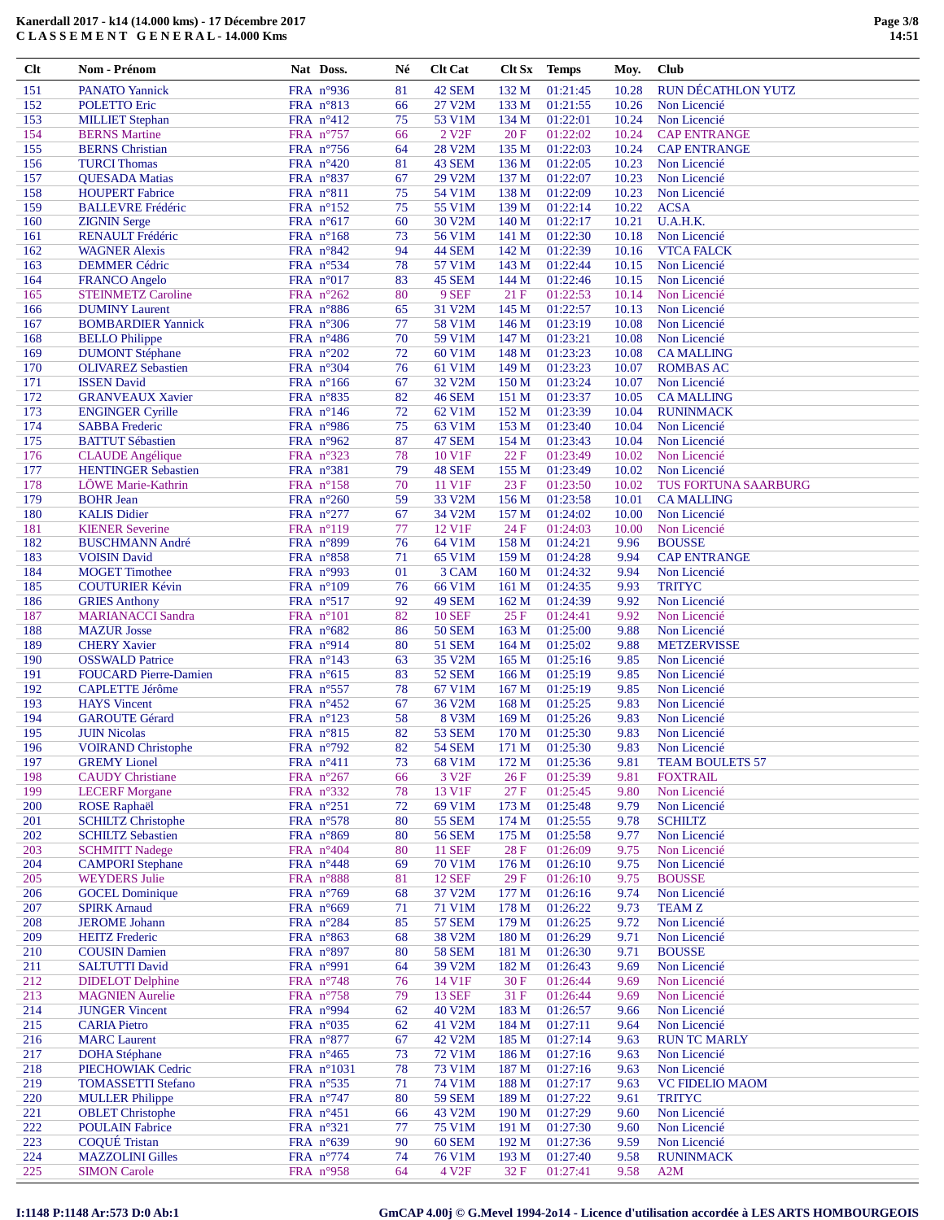**Kanerdall 2017 - k14 (14.000 kms) - 17 Décembre 2017**
**C L A S S E M E N T G E N E R A L - 14.000 Kms**

| Clt | Nom - Prénom | Nat | Doss. | Né | Clt Cat | Clt Sx | Temps | Moy. | Club |
|---|---|---|---|---|---|---|---|---|---|
| 151 | PANATO Yannick | FRA | n°936 | 81 | 42 SEM | 132 M | 01:21:45 | 10.28 | RUN DÉCATHLON YUTZ |
| 152 | POLETTO Eric | FRA | n°813 | 66 | 27 V2M | 133 M | 01:21:55 | 10.26 | Non Licencié |
| 153 | MILLIET Stephan | FRA | n°412 | 75 | 53 V1M | 134 M | 01:22:01 | 10.24 | Non Licencié |
| 154 | BERNS Martine | FRA | n°757 | 66 | 2 V2F | 20 F | 01:22:02 | 10.24 | CAP ENTRANGE |
| 155 | BERNS Christian | FRA | n°756 | 64 | 28 V2M | 135 M | 01:22:03 | 10.24 | CAP ENTRANGE |
| 156 | TURCI Thomas | FRA | n°420 | 81 | 43 SEM | 136 M | 01:22:05 | 10.23 | Non Licencié |
| 157 | QUESADA Matias | FRA | n°837 | 67 | 29 V2M | 137 M | 01:22:07 | 10.23 | Non Licencié |
| 158 | HOUPERT Fabrice | FRA | n°811 | 75 | 54 V1M | 138 M | 01:22:09 | 10.23 | Non Licencié |
| 159 | BALLEVRE Frédéric | FRA | n°152 | 75 | 55 V1M | 139 M | 01:22:14 | 10.22 | ACSA |
| 160 | ZIGNIN Serge | FRA | n°617 | 60 | 30 V2M | 140 M | 01:22:17 | 10.21 | U.A.H.K. |
| 161 | RENAULT Frédéric | FRA | n°168 | 73 | 56 V1M | 141 M | 01:22:30 | 10.18 | Non Licencié |
| 162 | WAGNER Alexis | FRA | n°842 | 94 | 44 SEM | 142 M | 01:22:39 | 10.16 | VTCA FALCK |
| 163 | DEMMER Cédric | FRA | n°534 | 78 | 57 V1M | 143 M | 01:22:44 | 10.15 | Non Licencié |
| 164 | FRANCO Angelo | FRA | n°017 | 83 | 45 SEM | 144 M | 01:22:46 | 10.15 | Non Licencié |
| 165 | STEINMETZ Caroline | FRA | n°262 | 80 | 9 SEF | 21 F | 01:22:53 | 10.14 | Non Licencié |
| 166 | DUMINY Laurent | FRA | n°886 | 65 | 31 V2M | 145 M | 01:22:57 | 10.13 | Non Licencié |
| 167 | BOMBARDIER Yannick | FRA | n°306 | 77 | 58 V1M | 146 M | 01:23:19 | 10.08 | Non Licencié |
| 168 | BELLO Philippe | FRA | n°486 | 70 | 59 V1M | 147 M | 01:23:21 | 10.08 | Non Licencié |
| 169 | DUMONT Stéphane | FRA | n°202 | 72 | 60 V1M | 148 M | 01:23:23 | 10.08 | CA MALLING |
| 170 | OLIVAREZ Sebastien | FRA | n°304 | 76 | 61 V1M | 149 M | 01:23:23 | 10.07 | ROMBAS AC |
| 171 | ISSEN David | FRA | n°166 | 67 | 32 V2M | 150 M | 01:23:24 | 10.07 | Non Licencié |
| 172 | GRANVEAUX Xavier | FRA | n°835 | 82 | 46 SEM | 151 M | 01:23:37 | 10.05 | CA MALLING |
| 173 | ENGINGER Cyrille | FRA | n°146 | 72 | 62 V1M | 152 M | 01:23:39 | 10.04 | RUNINMACK |
| 174 | SABBA Frederic | FRA | n°986 | 75 | 63 V1M | 153 M | 01:23:40 | 10.04 | Non Licencié |
| 175 | BATTUT Sébastien | FRA | n°962 | 87 | 47 SEM | 154 M | 01:23:43 | 10.04 | Non Licencié |
| 176 | CLAUDE Angélique | FRA | n°323 | 78 | 10 V1F | 22 F | 01:23:49 | 10.02 | Non Licencié |
| 177 | HENTINGER Sebastien | FRA | n°381 | 79 | 48 SEM | 155 M | 01:23:49 | 10.02 | Non Licencié |
| 178 | LÖWE Marie-Kathrin | FRA | n°158 | 70 | 11 V1F | 23 F | 01:23:50 | 10.02 | TUS FORTUNA SAARBURG |
| 179 | BOHR Jean | FRA | n°260 | 59 | 33 V2M | 156 M | 01:23:58 | 10.01 | CA MALLING |
| 180 | KALIS Didier | FRA | n°277 | 67 | 34 V2M | 157 M | 01:24:02 | 10.00 | Non Licencié |
| 181 | KIENER Severine | FRA | n°119 | 77 | 12 V1F | 24 F | 01:24:03 | 10.00 | Non Licencié |
| 182 | BUSCHMANN André | FRA | n°899 | 76 | 64 V1M | 158 M | 01:24:21 | 9.96 | BOUSSE |
| 183 | VOISIN David | FRA | n°858 | 71 | 65 V1M | 159 M | 01:24:28 | 9.94 | CAP ENTRANGE |
| 184 | MOGET Timothee | FRA | n°993 | 01 | 3 CAM | 160 M | 01:24:32 | 9.94 | Non Licencié |
| 185 | COUTURIER Kévin | FRA | n°109 | 76 | 66 V1M | 161 M | 01:24:35 | 9.93 | TRITYC |
| 186 | GRIES Anthony | FRA | n°517 | 92 | 49 SEM | 162 M | 01:24:39 | 9.92 | Non Licencié |
| 187 | MARIANACCI Sandra | FRA | n°101 | 82 | 10 SEF | 25 F | 01:24:41 | 9.92 | Non Licencié |
| 188 | MAZUR Josse | FRA | n°682 | 86 | 50 SEM | 163 M | 01:25:00 | 9.88 | Non Licencié |
| 189 | CHERY Xavier | FRA | n°914 | 80 | 51 SEM | 164 M | 01:25:02 | 9.88 | METZERVISSE |
| 190 | OSSWALD Patrice | FRA | n°143 | 63 | 35 V2M | 165 M | 01:25:16 | 9.85 | Non Licencié |
| 191 | FOUCARD Pierre-Damien | FRA | n°615 | 83 | 52 SEM | 166 M | 01:25:19 | 9.85 | Non Licencié |
| 192 | CAPLETTE Jérôme | FRA | n°557 | 78 | 67 V1M | 167 M | 01:25:19 | 9.85 | Non Licencié |
| 193 | HAYS Vincent | FRA | n°452 | 67 | 36 V2M | 168 M | 01:25:25 | 9.83 | Non Licencié |
| 194 | GAROUTE Gérard | FRA | n°123 | 58 | 8 V3M | 169 M | 01:25:26 | 9.83 | Non Licencié |
| 195 | JUIN Nicolas | FRA | n°815 | 82 | 53 SEM | 170 M | 01:25:30 | 9.83 | Non Licencié |
| 196 | VOIRAND Christophe | FRA | n°792 | 82 | 54 SEM | 171 M | 01:25:30 | 9.83 | Non Licencié |
| 197 | GREMY Lionel | FRA | n°411 | 73 | 68 V1M | 172 M | 01:25:36 | 9.81 | TEAM BOULETS 57 |
| 198 | CAUDY Christiane | FRA | n°267 | 66 | 3 V2F | 26 F | 01:25:39 | 9.81 | FOXTRAIL |
| 199 | LECERF Morgane | FRA | n°332 | 78 | 13 V1F | 27 F | 01:25:45 | 9.80 | Non Licencié |
| 200 | ROSE Raphaël | FRA | n°251 | 72 | 69 V1M | 173 M | 01:25:48 | 9.79 | Non Licencié |
| 201 | SCHILTZ Christophe | FRA | n°578 | 80 | 55 SEM | 174 M | 01:25:55 | 9.78 | SCHILTZ |
| 202 | SCHILTZ Sebastien | FRA | n°869 | 80 | 56 SEM | 175 M | 01:25:58 | 9.77 | Non Licencié |
| 203 | SCHMITT Nadege | FRA | n°404 | 80 | 11 SEF | 28 F | 01:26:09 | 9.75 | Non Licencié |
| 204 | CAMPORI Stephane | FRA | n°448 | 69 | 70 V1M | 176 M | 01:26:10 | 9.75 | Non Licencié |
| 205 | WEYDERS Julie | FRA | n°888 | 81 | 12 SEF | 29 F | 01:26:10 | 9.75 | BOUSSE |
| 206 | GOCEL Dominique | FRA | n°769 | 68 | 37 V2M | 177 M | 01:26:16 | 9.74 | Non Licencié |
| 207 | SPIRK Arnaud | FRA | n°669 | 71 | 71 V1M | 178 M | 01:26:22 | 9.73 | TEAM Z |
| 208 | JEROME Johann | FRA | n°284 | 85 | 57 SEM | 179 M | 01:26:25 | 9.72 | Non Licencié |
| 209 | HEITZ Frederic | FRA | n°863 | 68 | 38 V2M | 180 M | 01:26:29 | 9.71 | Non Licencié |
| 210 | COUSIN Damien | FRA | n°897 | 80 | 58 SEM | 181 M | 01:26:30 | 9.71 | BOUSSE |
| 211 | SALTUTTI David | FRA | n°991 | 64 | 39 V2M | 182 M | 01:26:43 | 9.69 | Non Licencié |
| 212 | DIDELOT Delphine | FRA | n°748 | 76 | 14 V1F | 30 F | 01:26:44 | 9.69 | Non Licencié |
| 213 | MAGNIEN Aurelie | FRA | n°758 | 79 | 13 SEF | 31 F | 01:26:44 | 9.69 | Non Licencié |
| 214 | JUNGER Vincent | FRA | n°994 | 62 | 40 V2M | 183 M | 01:26:57 | 9.66 | Non Licencié |
| 215 | CARIA Pietro | FRA | n°035 | 62 | 41 V2M | 184 M | 01:27:11 | 9.64 | Non Licencié |
| 216 | MARC Laurent | FRA | n°877 | 67 | 42 V2M | 185 M | 01:27:14 | 9.63 | RUN TC MARLY |
| 217 | DOHA Stéphane | FRA | n°465 | 73 | 72 V1M | 186 M | 01:27:16 | 9.63 | Non Licencié |
| 218 | PIECHOWIAK Cedric | FRA | n°1031 | 78 | 73 V1M | 187 M | 01:27:16 | 9.63 | Non Licencié |
| 219 | TOMASSETTI Stefano | FRA | n°535 | 71 | 74 V1M | 188 M | 01:27:17 | 9.63 | VC FIDELIO MAOM |
| 220 | MULLER Philippe | FRA | n°747 | 80 | 59 SEM | 189 M | 01:27:22 | 9.61 | TRITYC |
| 221 | OBLET Christophe | FRA | n°451 | 66 | 43 V2M | 190 M | 01:27:29 | 9.60 | Non Licencié |
| 222 | POULAIN Fabrice | FRA | n°321 | 77 | 75 V1M | 191 M | 01:27:30 | 9.60 | Non Licencié |
| 223 | COQUÉ Tristan | FRA | n°639 | 90 | 60 SEM | 192 M | 01:27:36 | 9.59 | Non Licencié |
| 224 | MAZZOLINI Gilles | FRA | n°774 | 74 | 76 V1M | 193 M | 01:27:40 | 9.58 | RUNINMACK |
| 225 | SIMON Carole | FRA | n°958 | 64 | 4 V2F | 32 F | 01:27:41 | 9.58 | A2M |

I:1148 P:1148 Ar:573 D:0 Ab:1 GmCAP 4.00j © G.Mevel 1994-2o14 - Licence d'utilisation accordée à LES ARTS HOMBOURGEOIS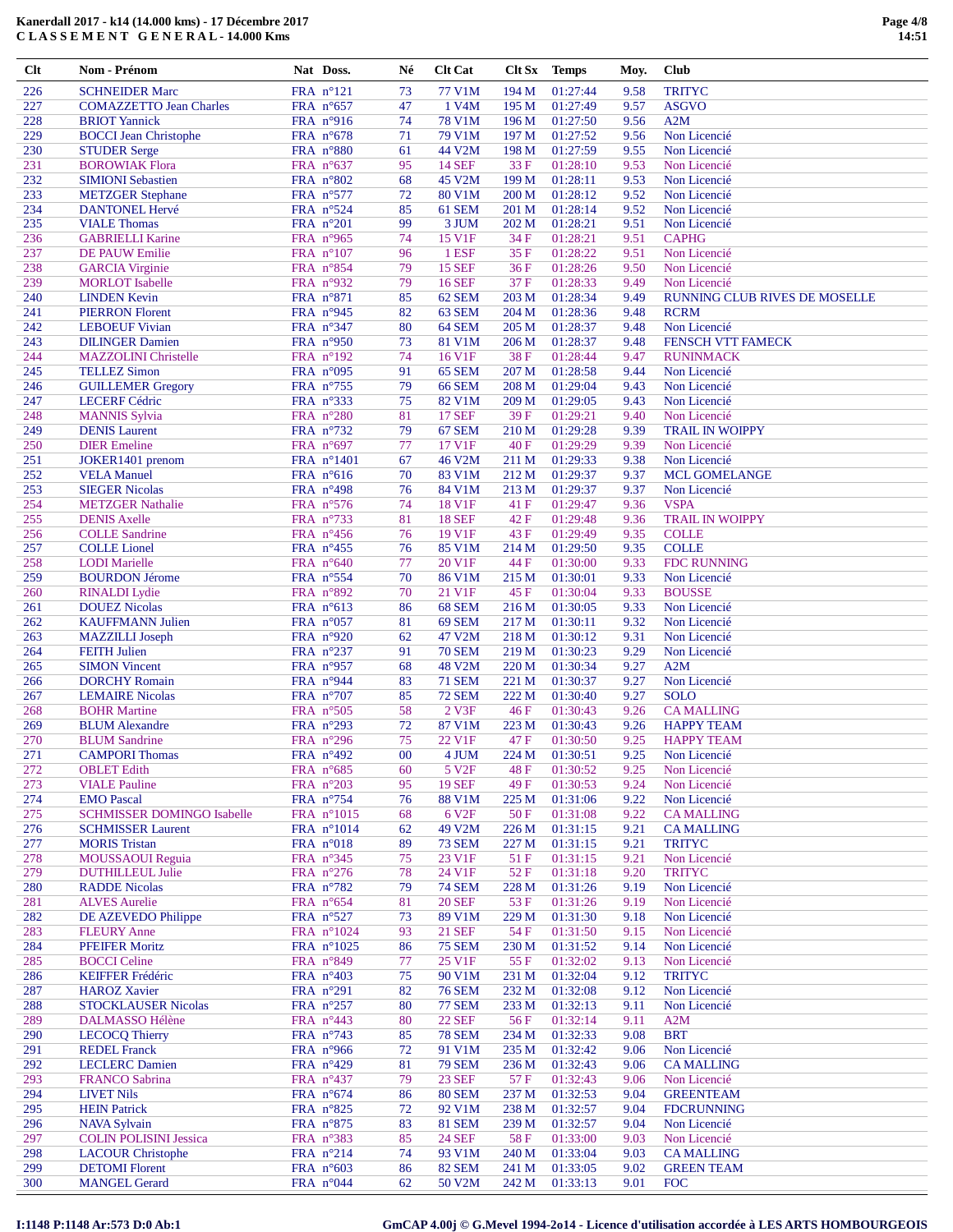**Kanerdall 2017 - k14 (14.000 kms) - 17 Décembre 2017**
**C L A S S E M E N T G E N E R A L - 14.000 Kms**

| Clt | Nom - Prénom | Nat | Doss. | Né | Clt Cat | Clt Sx | Temps | Moy. | Club |
|---|---|---|---|---|---|---|---|---|---|
| 226 | SCHNEIDER Marc | FRA | n°121 | 73 | 77 V1M | 194 M | 01:27:44 | 9.58 | TRITYC |
| 227 | COMAZZETTO Jean Charles | FRA | n°657 | 47 | 1 V4M | 195 M | 01:27:49 | 9.57 | ASGVO |
| 228 | BRIOT Yannick | FRA | n°916 | 74 | 78 V1M | 196 M | 01:27:50 | 9.56 | A2M |
| 229 | BOCCI Jean Christophe | FRA | n°678 | 71 | 79 V1M | 197 M | 01:27:52 | 9.56 | Non Licencié |
| 230 | STUDER Serge | FRA | n°880 | 61 | 44 V2M | 198 M | 01:27:59 | 9.55 | Non Licencié |
| 231 | BOROWIAK Flora | FRA | n°637 | 95 | 14 SEF | 33 F | 01:28:10 | 9.53 | Non Licencié |
| 232 | SIMIONI Sebastien | FRA | n°802 | 68 | 45 V2M | 199 M | 01:28:11 | 9.53 | Non Licencié |
| 233 | METZGER Stephane | FRA | n°577 | 72 | 80 V1M | 200 M | 01:28:12 | 9.52 | Non Licencié |
| 234 | DANTONEL Hervé | FRA | n°524 | 85 | 61 SEM | 201 M | 01:28:14 | 9.52 | Non Licencié |
| 235 | VIALE Thomas | FRA | n°201 | 99 | 3 JUM | 202 M | 01:28:21 | 9.51 | Non Licencié |
| 236 | GABRIELLI Karine | FRA | n°965 | 74 | 15 V1F | 34 F | 01:28:21 | 9.51 | CAPHG |
| 237 | DE PAUW Emilie | FRA | n°107 | 96 | 1 ESF | 35 F | 01:28:22 | 9.51 | Non Licencié |
| 238 | GARCIA Virginie | FRA | n°854 | 79 | 15 SEF | 36 F | 01:28:26 | 9.50 | Non Licencié |
| 239 | MORLOT Isabelle | FRA | n°932 | 79 | 16 SEF | 37 F | 01:28:33 | 9.49 | Non Licencié |
| 240 | LINDEN Kevin | FRA | n°871 | 85 | 62 SEM | 203 M | 01:28:34 | 9.49 | RUNNING CLUB RIVES DE MOSELLE |
| 241 | PIERRON Florent | FRA | n°945 | 82 | 63 SEM | 204 M | 01:28:36 | 9.48 | RCRM |
| 242 | LEBOEUF Vivian | FRA | n°347 | 80 | 64 SEM | 205 M | 01:28:37 | 9.48 | Non Licencié |
| 243 | DILINGER Damien | FRA | n°950 | 73 | 81 V1M | 206 M | 01:28:37 | 9.48 | FENSCH VTT FAMECK |
| 244 | MAZZOLINI Christelle | FRA | n°192 | 74 | 16 V1F | 38 F | 01:28:44 | 9.47 | RUNINMACK |
| 245 | TELLEZ Simon | FRA | n°095 | 91 | 65 SEM | 207 M | 01:28:58 | 9.44 | Non Licencié |
| 246 | GUILLEMER Gregory | FRA | n°755 | 79 | 66 SEM | 208 M | 01:29:04 | 9.43 | Non Licencié |
| 247 | LECERF Cédric | FRA | n°333 | 75 | 82 V1M | 209 M | 01:29:05 | 9.43 | Non Licencié |
| 248 | MANNIS Sylvia | FRA | n°280 | 81 | 17 SEF | 39 F | 01:29:21 | 9.40 | Non Licencié |
| 249 | DENIS Laurent | FRA | n°732 | 79 | 67 SEM | 210 M | 01:29:28 | 9.39 | TRAIL IN WOIPPY |
| 250 | DIER Emeline | FRA | n°697 | 77 | 17 V1F | 40 F | 01:29:29 | 9.39 | Non Licencié |
| 251 | JOKER1401 prenom | FRA | n°1401 | 67 | 46 V2M | 211 M | 01:29:33 | 9.38 | Non Licencié |
| 252 | VELA Manuel | FRA | n°616 | 70 | 83 V1M | 212 M | 01:29:37 | 9.37 | MCL GOMELANGE |
| 253 | SIEGER Nicolas | FRA | n°498 | 76 | 84 V1M | 213 M | 01:29:37 | 9.37 | Non Licencié |
| 254 | METZGER Nathalie | FRA | n°576 | 74 | 18 V1F | 41 F | 01:29:47 | 9.36 | VSPA |
| 255 | DENIS Axelle | FRA | n°733 | 81 | 18 SEF | 42 F | 01:29:48 | 9.36 | TRAIL IN WOIPPY |
| 256 | COLLE Sandrine | FRA | n°456 | 76 | 19 V1F | 43 F | 01:29:49 | 9.35 | COLLE |
| 257 | COLLE Lionel | FRA | n°455 | 76 | 85 V1M | 214 M | 01:29:50 | 9.35 | COLLE |
| 258 | LODI Marielle | FRA | n°640 | 77 | 20 V1F | 44 F | 01:30:00 | 9.33 | FDC RUNNING |
| 259 | BOURDON Jérome | FRA | n°554 | 70 | 86 V1M | 215 M | 01:30:01 | 9.33 | Non Licencié |
| 260 | RINALDI Lydie | FRA | n°892 | 70 | 21 V1F | 45 F | 01:30:04 | 9.33 | BOUSSE |
| 261 | DOUEZ Nicolas | FRA | n°613 | 86 | 68 SEM | 216 M | 01:30:05 | 9.33 | Non Licencié |
| 262 | KAUFFMANN Julien | FRA | n°057 | 81 | 69 SEM | 217 M | 01:30:11 | 9.32 | Non Licencié |
| 263 | MAZZILLI Joseph | FRA | n°920 | 62 | 47 V2M | 218 M | 01:30:12 | 9.31 | Non Licencié |
| 264 | FEITH Julien | FRA | n°237 | 91 | 70 SEM | 219 M | 01:30:23 | 9.29 | Non Licencié |
| 265 | SIMON Vincent | FRA | n°957 | 68 | 48 V2M | 220 M | 01:30:34 | 9.27 | A2M |
| 266 | DORCHY Romain | FRA | n°944 | 83 | 71 SEM | 221 M | 01:30:37 | 9.27 | Non Licencié |
| 267 | LEMAIRE Nicolas | FRA | n°707 | 85 | 72 SEM | 222 M | 01:30:40 | 9.27 | SOLO |
| 268 | BOHR Martine | FRA | n°505 | 58 | 2 V3F | 46 F | 01:30:43 | 9.26 | CA MALLING |
| 269 | BLUM Alexandre | FRA | n°293 | 72 | 87 V1M | 223 M | 01:30:43 | 9.26 | HAPPY TEAM |
| 270 | BLUM Sandrine | FRA | n°296 | 75 | 22 V1F | 47 F | 01:30:50 | 9.25 | HAPPY TEAM |
| 271 | CAMPORI Thomas | FRA | n°492 | 00 | 4 JUM | 224 M | 01:30:51 | 9.25 | Non Licencié |
| 272 | OBLET Edith | FRA | n°685 | 60 | 5 V2F | 48 F | 01:30:52 | 9.25 | Non Licencié |
| 273 | VIALE Pauline | FRA | n°203 | 95 | 19 SEF | 49 F | 01:30:53 | 9.24 | Non Licencié |
| 274 | EMO Pascal | FRA | n°754 | 76 | 88 V1M | 225 M | 01:31:06 | 9.22 | Non Licencié |
| 275 | SCHMISSER DOMINGO Isabelle | FRA | n°1015 | 68 | 6 V2F | 50 F | 01:31:08 | 9.22 | CA MALLING |
| 276 | SCHMISSER Laurent | FRA | n°1014 | 62 | 49 V2M | 226 M | 01:31:15 | 9.21 | CA MALLING |
| 277 | MORIS Tristan | FRA | n°018 | 89 | 73 SEM | 227 M | 01:31:15 | 9.21 | TRITYC |
| 278 | MOUSSAOUI Reguia | FRA | n°345 | 75 | 23 V1F | 51 F | 01:31:15 | 9.21 | Non Licencié |
| 279 | DUTHILLEUL Julie | FRA | n°276 | 78 | 24 V1F | 52 F | 01:31:18 | 9.20 | TRITYC |
| 280 | RADDE Nicolas | FRA | n°782 | 79 | 74 SEM | 228 M | 01:31:26 | 9.19 | Non Licencié |
| 281 | ALVES Aurelie | FRA | n°654 | 81 | 20 SEF | 53 F | 01:31:26 | 9.19 | Non Licencié |
| 282 | DE AZEVEDO Philippe | FRA | n°527 | 73 | 89 V1M | 229 M | 01:31:30 | 9.18 | Non Licencié |
| 283 | FLEURY Anne | FRA | n°1024 | 93 | 21 SEF | 54 F | 01:31:50 | 9.15 | Non Licencié |
| 284 | PFEIFER Moritz | FRA | n°1025 | 86 | 75 SEM | 230 M | 01:31:52 | 9.14 | Non Licencié |
| 285 | BOCCI Celine | FRA | n°849 | 77 | 25 V1F | 55 F | 01:32:02 | 9.13 | Non Licencié |
| 286 | KEIFFER Frédéric | FRA | n°403 | 75 | 90 V1M | 231 M | 01:32:04 | 9.12 | TRITYC |
| 287 | HAROZ Xavier | FRA | n°291 | 82 | 76 SEM | 232 M | 01:32:08 | 9.12 | Non Licencié |
| 288 | STOCKLAUSER Nicolas | FRA | n°257 | 80 | 77 SEM | 233 M | 01:32:13 | 9.11 | Non Licencié |
| 289 | DALMASSO Hélène | FRA | n°443 | 80 | 22 SEF | 56 F | 01:32:14 | 9.11 | A2M |
| 290 | LECOCQ Thierry | FRA | n°743 | 85 | 78 SEM | 234 M | 01:32:33 | 9.08 | BRT |
| 291 | REDEL Franck | FRA | n°966 | 72 | 91 V1M | 235 M | 01:32:42 | 9.06 | Non Licencié |
| 292 | LECLERC Damien | FRA | n°429 | 81 | 79 SEM | 236 M | 01:32:43 | 9.06 | CA MALLING |
| 293 | FRANCO Sabrina | FRA | n°437 | 79 | 23 SEF | 57 F | 01:32:43 | 9.06 | Non Licencié |
| 294 | LIVET Nils | FRA | n°674 | 86 | 80 SEM | 237 M | 01:32:53 | 9.04 | GREENTEAM |
| 295 | HEIN Patrick | FRA | n°825 | 72 | 92 V1M | 238 M | 01:32:57 | 9.04 | FDCRUNNING |
| 296 | NAVA Sylvain | FRA | n°875 | 83 | 81 SEM | 239 M | 01:32:57 | 9.04 | Non Licencié |
| 297 | COLIN POLISINI Jessica | FRA | n°383 | 85 | 24 SEF | 58 F | 01:33:00 | 9.03 | Non Licencié |
| 298 | LACOUR Christophe | FRA | n°214 | 74 | 93 V1M | 240 M | 01:33:04 | 9.03 | CA MALLING |
| 299 | DETOMI Florent | FRA | n°603 | 86 | 82 SEM | 241 M | 01:33:05 | 9.02 | GREEN TEAM |
| 300 | MANGEL Gerard | FRA | n°044 | 62 | 50 V2M | 242 M | 01:33:13 | 9.01 | FOC |

I:1148 P:1148 Ar:573 D:0 Ab:1 — GmCAP 4.00j © G.Mevel 1994-2o14 - Licence d'utilisation accordée à LES ARTS HOMBOURGEOIS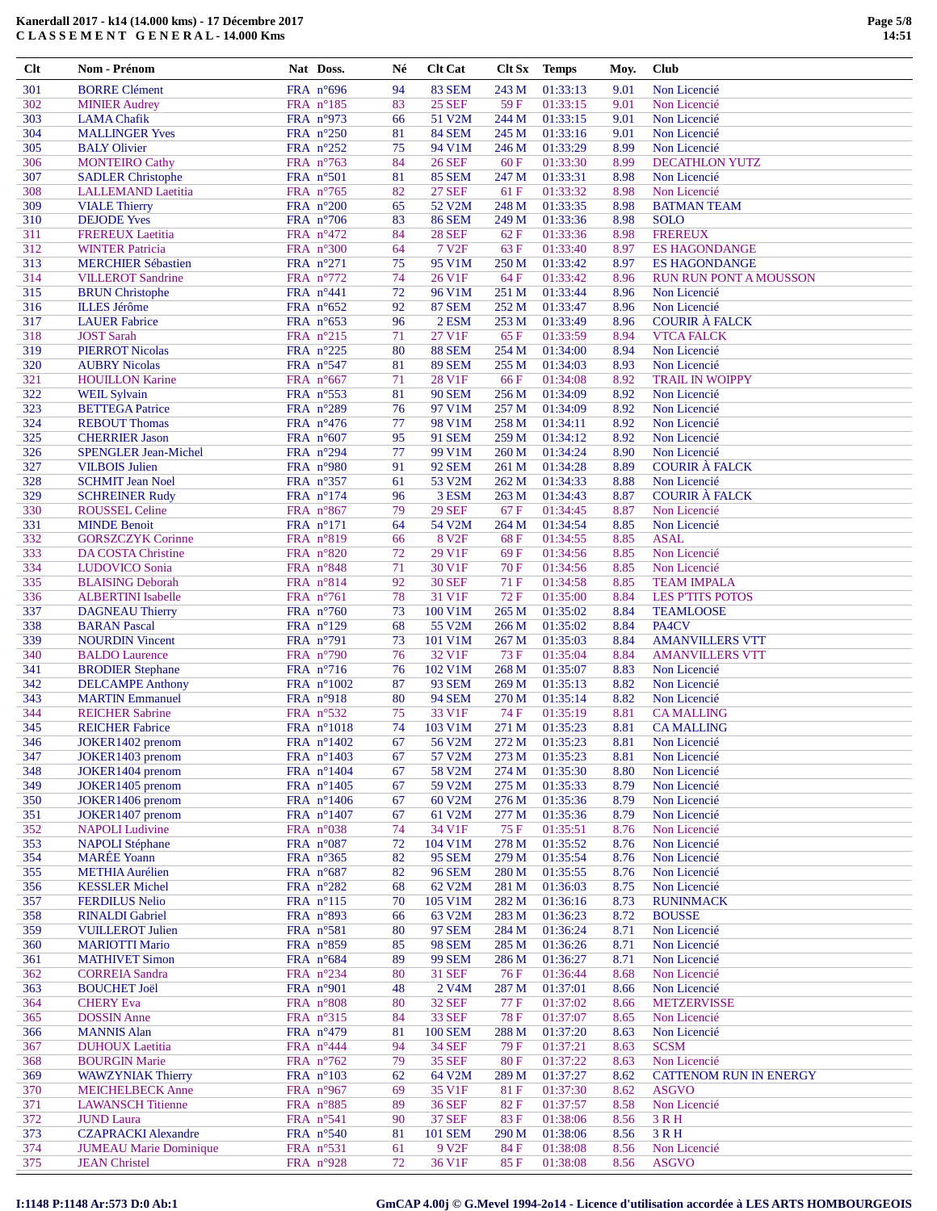**Kanerdall 2017 - k14 (14.000 kms) - 17 Décembre 2017**
**C L A S S E M E N T   G E N E R A L - 14.000 Kms**

| Clt | Nom - Prénom | Nat | Doss. | Né | Clt Cat | Clt Sx | Temps | Moy. | Club |
|---|---|---|---|---|---|---|---|---|---|
| 301 | BORRE Clément | FRA | n°696 | 94 | 83 SEM | 243 M | 01:33:13 | 9.01 | Non Licencié |
| 302 | MINIER Audrey | FRA | n°185 | 83 | 25 SEF | 59 F | 01:33:15 | 9.01 | Non Licencié |
| 303 | LAMA Chafik | FRA | n°973 | 66 | 51 V2M | 244 M | 01:33:15 | 9.01 | Non Licencié |
| 304 | MALLINGER Yves | FRA | n°250 | 81 | 84 SEM | 245 M | 01:33:16 | 9.01 | Non Licencié |
| 305 | BALY Olivier | FRA | n°252 | 75 | 94 V1M | 246 M | 01:33:29 | 8.99 | Non Licencié |
| 306 | MONTEIRO Cathy | FRA | n°763 | 84 | 26 SEF | 60 F | 01:33:30 | 8.99 | DECATHLON YUTZ |
| 307 | SADLER Christophe | FRA | n°501 | 81 | 85 SEM | 247 M | 01:33:31 | 8.98 | Non Licencié |
| 308 | LALLEMAND Laetitia | FRA | n°765 | 82 | 27 SEF | 61 F | 01:33:32 | 8.98 | Non Licencié |
| 309 | VIALE Thierry | FRA | n°200 | 65 | 52 V2M | 248 M | 01:33:35 | 8.98 | BATMAN TEAM |
| 310 | DEJODE Yves | FRA | n°706 | 83 | 86 SEM | 249 M | 01:33:36 | 8.98 | SOLO |
| 311 | FREREUX Laetitia | FRA | n°472 | 84 | 28 SEF | 62 F | 01:33:36 | 8.98 | FREREUX |
| 312 | WINTER Patricia | FRA | n°300 | 64 | 7 V2F | 63 F | 01:33:40 | 8.97 | ES HAGONDANGE |
| 313 | MERCHIER Sébastien | FRA | n°271 | 75 | 95 V1M | 250 M | 01:33:42 | 8.97 | ES HAGONDANGE |
| 314 | VILLEROT Sandrine | FRA | n°772 | 74 | 26 V1F | 64 F | 01:33:42 | 8.96 | RUN RUN PONT A MOUSSON |
| 315 | BRUN Christophe | FRA | n°441 | 72 | 96 V1M | 251 M | 01:33:44 | 8.96 | Non Licencié |
| 316 | ILLES Jérôme | FRA | n°652 | 92 | 87 SEM | 252 M | 01:33:47 | 8.96 | Non Licencié |
| 317 | LAUER Fabrice | FRA | n°653 | 96 | 2 ESM | 253 M | 01:33:49 | 8.96 | COURIR À FALCK |
| 318 | JOST Sarah | FRA | n°215 | 71 | 27 V1F | 65 F | 01:33:59 | 8.94 | VTCA FALCK |
| 319 | PIERROT Nicolas | FRA | n°225 | 80 | 88 SEM | 254 M | 01:34:00 | 8.94 | Non Licencié |
| 320 | AUBRY Nicolas | FRA | n°547 | 81 | 89 SEM | 255 M | 01:34:03 | 8.93 | Non Licencié |
| 321 | HOUILLON Karine | FRA | n°667 | 71 | 28 V1F | 66 F | 01:34:08 | 8.92 | TRAIL IN WOIPPY |
| 322 | WEIL Sylvain | FRA | n°553 | 81 | 90 SEM | 256 M | 01:34:09 | 8.92 | Non Licencié |
| 323 | BETTEGA Patrice | FRA | n°289 | 76 | 97 V1M | 257 M | 01:34:09 | 8.92 | Non Licencié |
| 324 | REBOUT Thomas | FRA | n°476 | 77 | 98 V1M | 258 M | 01:34:11 | 8.92 | Non Licencié |
| 325 | CHERRIER Jason | FRA | n°607 | 95 | 91 SEM | 259 M | 01:34:12 | 8.92 | Non Licencié |
| 326 | SPENGLER Jean-Michel | FRA | n°294 | 77 | 99 V1M | 260 M | 01:34:24 | 8.90 | Non Licencié |
| 327 | VILBOIS Julien | FRA | n°980 | 91 | 92 SEM | 261 M | 01:34:28 | 8.89 | COURIR À FALCK |
| 328 | SCHMIT Jean Noel | FRA | n°357 | 61 | 53 V2M | 262 M | 01:34:33 | 8.88 | Non Licencié |
| 329 | SCHREINER Rudy | FRA | n°174 | 96 | 3 ESM | 263 M | 01:34:43 | 8.87 | COURIR À FALCK |
| 330 | ROUSSEL Celine | FRA | n°867 | 79 | 29 SEF | 67 F | 01:34:45 | 8.87 | Non Licencié |
| 331 | MINDE Benoit | FRA | n°171 | 64 | 54 V2M | 264 M | 01:34:54 | 8.85 | Non Licencié |
| 332 | GORSZCZYK Corinne | FRA | n°819 | 66 | 8 V2F | 68 F | 01:34:55 | 8.85 | ASAL |
| 333 | DA COSTA Christine | FRA | n°820 | 72 | 29 V1F | 69 F | 01:34:56 | 8.85 | Non Licencié |
| 334 | LUDOVICO Sonia | FRA | n°848 | 71 | 30 V1F | 70 F | 01:34:56 | 8.85 | Non Licencié |
| 335 | BLAISING Deborah | FRA | n°814 | 92 | 30 SEF | 71 F | 01:34:58 | 8.85 | TEAM IMPALA |
| 336 | ALBERTINI Isabelle | FRA | n°761 | 78 | 31 V1F | 72 F | 01:35:00 | 8.84 | LES P'TITS POTOS |
| 337 | DAGNEAU Thierry | FRA | n°760 | 73 | 100 V1M | 265 M | 01:35:02 | 8.84 | TEAMLOOSE |
| 338 | BARAN Pascal | FRA | n°129 | 68 | 55 V2M | 266 M | 01:35:02 | 8.84 | PA4CV |
| 339 | NOURDIN Vincent | FRA | n°791 | 73 | 101 V1M | 267 M | 01:35:03 | 8.84 | AMANVILLERS VTT |
| 340 | BALDO Laurence | FRA | n°790 | 76 | 32 V1F | 73 F | 01:35:04 | 8.84 | AMANVILLERS VTT |
| 341 | BRODIER Stephane | FRA | n°716 | 76 | 102 V1M | 268 M | 01:35:07 | 8.83 | Non Licencié |
| 342 | DELCAMPE Anthony | FRA | n°1002 | 87 | 93 SEM | 269 M | 01:35:13 | 8.82 | Non Licencié |
| 343 | MARTIN Emmanuel | FRA | n°918 | 80 | 94 SEM | 270 M | 01:35:14 | 8.82 | Non Licencié |
| 344 | REICHER Sabrine | FRA | n°532 | 75 | 33 V1F | 74 F | 01:35:19 | 8.81 | CA MALLING |
| 345 | REICHER Fabrice | FRA | n°1018 | 74 | 103 V1M | 271 M | 01:35:23 | 8.81 | CA MALLING |
| 346 | JOKER1402 prenom | FRA | n°1402 | 67 | 56 V2M | 272 M | 01:35:23 | 8.81 | Non Licencié |
| 347 | JOKER1403 prenom | FRA | n°1403 | 67 | 57 V2M | 273 M | 01:35:23 | 8.81 | Non Licencié |
| 348 | JOKER1404 prenom | FRA | n°1404 | 67 | 58 V2M | 274 M | 01:35:30 | 8.80 | Non Licencié |
| 349 | JOKER1405 prenom | FRA | n°1405 | 67 | 59 V2M | 275 M | 01:35:33 | 8.79 | Non Licencié |
| 350 | JOKER1406 prenom | FRA | n°1406 | 67 | 60 V2M | 276 M | 01:35:36 | 8.79 | Non Licencié |
| 351 | JOKER1407 prenom | FRA | n°1407 | 67 | 61 V2M | 277 M | 01:35:36 | 8.79 | Non Licencié |
| 352 | NAPOLI Ludivine | FRA | n°038 | 74 | 34 V1F | 75 F | 01:35:51 | 8.76 | Non Licencié |
| 353 | NAPOLI Stéphane | FRA | n°087 | 72 | 104 V1M | 278 M | 01:35:52 | 8.76 | Non Licencié |
| 354 | MARÉE Yoann | FRA | n°365 | 82 | 95 SEM | 279 M | 01:35:54 | 8.76 | Non Licencié |
| 355 | METHIA Aurélien | FRA | n°687 | 82 | 96 SEM | 280 M | 01:35:55 | 8.76 | Non Licencié |
| 356 | KESSLER Michel | FRA | n°282 | 68 | 62 V2M | 281 M | 01:36:03 | 8.75 | Non Licencié |
| 357 | FERDILUS Nelio | FRA | n°115 | 70 | 105 V1M | 282 M | 01:36:16 | 8.73 | RUNINMACK |
| 358 | RINALDI Gabriel | FRA | n°893 | 66 | 63 V2M | 283 M | 01:36:23 | 8.72 | BOUSSE |
| 359 | VUILLEROT Julien | FRA | n°581 | 80 | 97 SEM | 284 M | 01:36:24 | 8.71 | Non Licencié |
| 360 | MARIOTTI Mario | FRA | n°859 | 85 | 98 SEM | 285 M | 01:36:26 | 8.71 | Non Licencié |
| 361 | MATHIVET Simon | FRA | n°684 | 89 | 99 SEM | 286 M | 01:36:27 | 8.71 | Non Licencié |
| 362 | CORREIA Sandra | FRA | n°234 | 80 | 31 SEF | 76 F | 01:36:44 | 8.68 | Non Licencié |
| 363 | BOUCHET Joël | FRA | n°901 | 48 | 2 V4M | 287 M | 01:37:01 | 8.66 | Non Licencié |
| 364 | CHERY Eva | FRA | n°808 | 80 | 32 SEF | 77 F | 01:37:02 | 8.66 | METZERVISSE |
| 365 | DOSSIN Anne | FRA | n°315 | 84 | 33 SEF | 78 F | 01:37:07 | 8.65 | Non Licencié |
| 366 | MANNIS Alan | FRA | n°479 | 81 | 100 SEM | 288 M | 01:37:20 | 8.63 | Non Licencié |
| 367 | DUHOUX Laetitia | FRA | n°444 | 94 | 34 SEF | 79 F | 01:37:21 | 8.63 | SCSM |
| 368 | BOURGIN Marie | FRA | n°762 | 79 | 35 SEF | 80 F | 01:37:22 | 8.63 | Non Licencié |
| 369 | WAWZYNIAK Thierry | FRA | n°103 | 62 | 64 V2M | 289 M | 01:37:27 | 8.62 | CATTENOM RUN IN ENERGY |
| 370 | MEICHELBECK Anne | FRA | n°967 | 69 | 35 V1F | 81 F | 01:37:30 | 8.62 | ASGVO |
| 371 | LAWANSCH Titienne | FRA | n°885 | 89 | 36 SEF | 82 F | 01:37:57 | 8.58 | Non Licencié |
| 372 | JUND Laura | FRA | n°541 | 90 | 37 SEF | 83 F | 01:38:06 | 8.56 | 3 R H |
| 373 | CZAPRACKI Alexandre | FRA | n°540 | 81 | 101 SEM | 290 M | 01:38:06 | 8.56 | 3 R H |
| 374 | JUMEAU Marie Dominique | FRA | n°531 | 61 | 9 V2F | 84 F | 01:38:08 | 8.56 | Non Licencié |
| 375 | JEAN Christel | FRA | n°928 | 72 | 36 V1F | 85 F | 01:38:08 | 8.56 | ASGVO |

I:1148 P:1148 Ar:573 D:0 Ab:1

GmCAP 4.00j © G.Mevel 1994-2014 - Licence d'utilisation accordée à LES ARTS HOMBOURGEOIS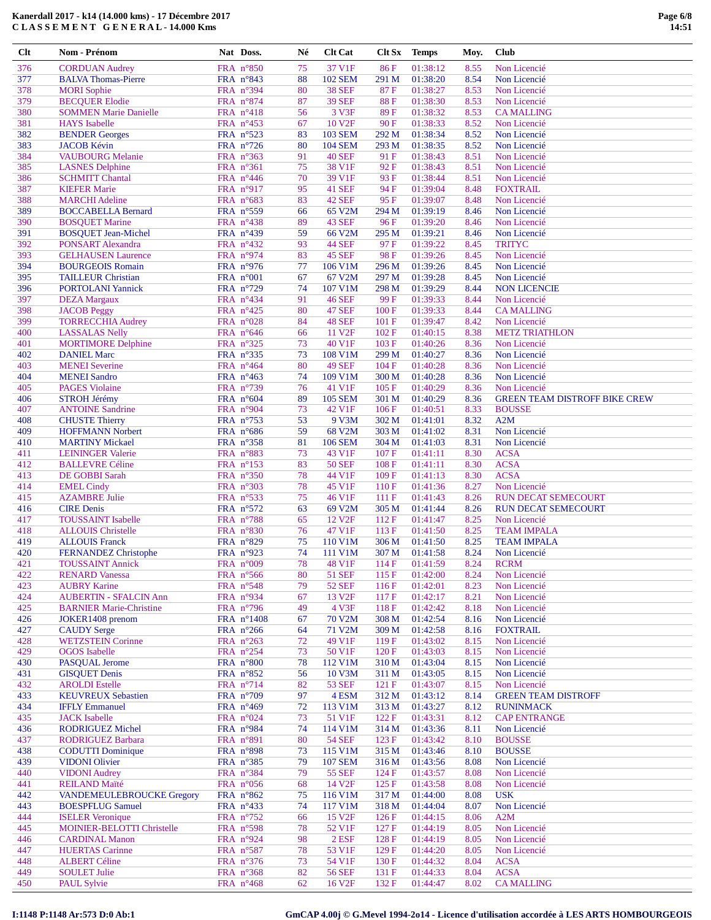**Kanerdall 2017 - k14 (14.000 kms) - 17 Décembre 2017**
**C L A S S E M E N T G E N E R A L - 14.000 Kms**

| Clt | Nom - Prénom | Nat | Doss. | Né | Clt Cat | Clt Sx | Temps | Moy. | Club |
|---|---|---|---|---|---|---|---|---|---|
| 376 | CORDUAN Audrey | FRA | n°850 | 75 | 37 V1F | 86 F | 01:38:12 | 8.55 | Non Licencié |
| 377 | BALVA Thomas-Pierre | FRA | n°843 | 88 | 102 SEM | 291 M | 01:38:20 | 8.54 | Non Licencié |
| 378 | MORI Sophie | FRA | n°394 | 80 | 38 SEF | 87 F | 01:38:27 | 8.53 | Non Licencié |
| 379 | BECQUER Elodie | FRA | n°874 | 87 | 39 SEF | 88 F | 01:38:30 | 8.53 | Non Licencié |
| 380 | SOMMEN Marie Danielle | FRA | n°418 | 56 | 3 V3F | 89 F | 01:38:32 | 8.53 | CA MALLING |
| 381 | HAYS Isabelle | FRA | n°453 | 67 | 10 V2F | 90 F | 01:38:33 | 8.52 | Non Licencié |
| 382 | BENDER Georges | FRA | n°523 | 83 | 103 SEM | 292 M | 01:38:34 | 8.52 | Non Licencié |
| 383 | JACOB Kévin | FRA | n°726 | 80 | 104 SEM | 293 M | 01:38:35 | 8.52 | Non Licencié |
| 384 | VAUBOURG Melanie | FRA | n°363 | 91 | 40 SEF | 91 F | 01:38:43 | 8.51 | Non Licencié |
| 385 | LASNES Delphine | FRA | n°361 | 75 | 38 V1F | 92 F | 01:38:43 | 8.51 | Non Licencié |
| 386 | SCHMITT Chantal | FRA | n°446 | 70 | 39 V1F | 93 F | 01:38:44 | 8.51 | Non Licencié |
| 387 | KIEFER Marie | FRA | n°917 | 95 | 41 SEF | 94 F | 01:39:04 | 8.48 | FOXTRAIL |
| 388 | MARCHI Adeline | FRA | n°683 | 83 | 42 SEF | 95 F | 01:39:07 | 8.48 | Non Licencié |
| 389 | BOCCABELLA Bernard | FRA | n°559 | 66 | 65 V2M | 294 M | 01:39:19 | 8.46 | Non Licencié |
| 390 | BOSQUET Marine | FRA | n°438 | 89 | 43 SEF | 96 F | 01:39:20 | 8.46 | Non Licencié |
| 391 | BOSQUET Jean-Michel | FRA | n°439 | 59 | 66 V2M | 295 M | 01:39:21 | 8.46 | Non Licencié |
| 392 | PONSART Alexandra | FRA | n°432 | 93 | 44 SEF | 97 F | 01:39:22 | 8.45 | TRITYC |
| 393 | GELHAUSEN Laurence | FRA | n°974 | 83 | 45 SEF | 98 F | 01:39:26 | 8.45 | Non Licencié |
| 394 | BOURGEOIS Romain | FRA | n°976 | 77 | 106 V1M | 296 M | 01:39:26 | 8.45 | Non Licencié |
| 395 | TAILLEUR Christian | FRA | n°001 | 67 | 67 V2M | 297 M | 01:39:28 | 8.45 | Non Licencié |
| 396 | PORTOLANI Yannick | FRA | n°729 | 74 | 107 V1M | 298 M | 01:39:29 | 8.44 | NON LICENCIE |
| 397 | DEZA Margaux | FRA | n°434 | 91 | 46 SEF | 99 F | 01:39:33 | 8.44 | Non Licencié |
| 398 | JACOB Peggy | FRA | n°425 | 80 | 47 SEF | 100 F | 01:39:33 | 8.44 | CA MALLING |
| 399 | TORRECCHIA Audrey | FRA | n°028 | 84 | 48 SEF | 101 F | 01:39:47 | 8.42 | Non Licencié |
| 400 | LASSALAS Nelly | FRA | n°646 | 66 | 11 V2F | 102 F | 01:40:15 | 8.38 | METZ TRIATHLON |
| 401 | MORTIMORE Delphine | FRA | n°325 | 73 | 40 V1F | 103 F | 01:40:26 | 8.36 | Non Licencié |
| 402 | DANIEL Marc | FRA | n°335 | 73 | 108 V1M | 299 M | 01:40:27 | 8.36 | Non Licencié |
| 403 | MENEI Severine | FRA | n°464 | 80 | 49 SEF | 104 F | 01:40:28 | 8.36 | Non Licencié |
| 404 | MENEI Sandro | FRA | n°463 | 74 | 109 V1M | 300 M | 01:40:28 | 8.36 | Non Licencié |
| 405 | PAGES Violaine | FRA | n°739 | 76 | 41 V1F | 105 F | 01:40:29 | 8.36 | Non Licencié |
| 406 | STROH Jérémy | FRA | n°604 | 89 | 105 SEM | 301 M | 01:40:29 | 8.36 | GREEN TEAM DISTROFF BIKE CREW |
| 407 | ANTOINE Sandrine | FRA | n°904 | 73 | 42 V1F | 106 F | 01:40:51 | 8.33 | BOUSSE |
| 408 | CHUSTE Thierry | FRA | n°753 | 53 | 9 V3M | 302 M | 01:41:01 | 8.32 | A2M |
| 409 | HOFFMANN Norbert | FRA | n°686 | 59 | 68 V2M | 303 M | 01:41:02 | 8.31 | Non Licencié |
| 410 | MARTINY Mickael | FRA | n°358 | 81 | 106 SEM | 304 M | 01:41:03 | 8.31 | Non Licencié |
| 411 | LEININGER Valerie | FRA | n°883 | 73 | 43 V1F | 107 F | 01:41:11 | 8.30 | ACSA |
| 412 | BALLEVRE Céline | FRA | n°153 | 83 | 50 SEF | 108 F | 01:41:11 | 8.30 | ACSA |
| 413 | DE GOBBI Sarah | FRA | n°350 | 78 | 44 V1F | 109 F | 01:41:13 | 8.30 | ACSA |
| 414 | EMEL Cindy | FRA | n°303 | 78 | 45 V1F | 110 F | 01:41:36 | 8.27 | Non Licencié |
| 415 | AZAMBRE Julie | FRA | n°533 | 75 | 46 V1F | 111 F | 01:41:43 | 8.26 | RUN DECAT SEMECOURT |
| 416 | CIRE Denis | FRA | n°572 | 63 | 69 V2M | 305 M | 01:41:44 | 8.26 | RUN DECAT SEMECOURT |
| 417 | TOUSSAINT Isabelle | FRA | n°788 | 65 | 12 V2F | 112 F | 01:41:47 | 8.25 | Non Licencié |
| 418 | ALLOUIS Christelle | FRA | n°830 | 76 | 47 V1F | 113 F | 01:41:50 | 8.25 | TEAM IMPALA |
| 419 | ALLOUIS Franck | FRA | n°829 | 75 | 110 V1M | 306 M | 01:41:50 | 8.25 | TEAM IMPALA |
| 420 | FERNANDEZ Christophe | FRA | n°923 | 74 | 111 V1M | 307 M | 01:41:58 | 8.24 | Non Licencié |
| 421 | TOUSSAINT Annick | FRA | n°009 | 78 | 48 V1F | 114 F | 01:41:59 | 8.24 | RCRM |
| 422 | RENARD Vanessa | FRA | n°566 | 80 | 51 SEF | 115 F | 01:42:00 | 8.24 | Non Licencié |
| 423 | AUBRY Karine | FRA | n°548 | 79 | 52 SEF | 116 F | 01:42:01 | 8.23 | Non Licencié |
| 424 | AUBERTIN - SFALCIN Ann | FRA | n°934 | 67 | 13 V2F | 117 F | 01:42:17 | 8.21 | Non Licencié |
| 425 | BARNIER Marie-Christine | FRA | n°796 | 49 | 4 V3F | 118 F | 01:42:42 | 8.18 | Non Licencié |
| 426 | JOKER1408 prenom | FRA | n°1408 | 67 | 70 V2M | 308 M | 01:42:54 | 8.16 | Non Licencié |
| 427 | CAUDY Serge | FRA | n°266 | 64 | 71 V2M | 309 M | 01:42:58 | 8.16 | FOXTRAIL |
| 428 | WETZSTEIN Corinne | FRA | n°263 | 72 | 49 V1F | 119 F | 01:43:02 | 8.15 | Non Licencié |
| 429 | OGOS Isabelle | FRA | n°254 | 73 | 50 V1F | 120 F | 01:43:03 | 8.15 | Non Licencié |
| 430 | PASQUAL Jerome | FRA | n°800 | 78 | 112 V1M | 310 M | 01:43:04 | 8.15 | Non Licencié |
| 431 | GISQUET Denis | FRA | n°852 | 56 | 10 V3M | 311 M | 01:43:05 | 8.15 | Non Licencié |
| 432 | AROLDI Estelle | FRA | n°714 | 82 | 53 SEF | 121 F | 01:43:07 | 8.15 | Non Licencié |
| 433 | KEUVREUX Sebastien | FRA | n°709 | 97 | 4 ESM | 312 M | 01:43:12 | 8.14 | GREEN TEAM DISTROFF |
| 434 | IFFLY Emmanuel | FRA | n°469 | 72 | 113 V1M | 313 M | 01:43:27 | 8.12 | RUNINMACK |
| 435 | JACK Isabelle | FRA | n°024 | 73 | 51 V1F | 122 F | 01:43:31 | 8.12 | CAP ENTRANGE |
| 436 | RODRIGUEZ Michel | FRA | n°984 | 74 | 114 V1M | 314 M | 01:43:36 | 8.11 | Non Licencié |
| 437 | RODRIGUEZ Barbara | FRA | n°891 | 80 | 54 SEF | 123 F | 01:43:42 | 8.10 | BOUSSE |
| 438 | CODUTTI Dominique | FRA | n°898 | 73 | 115 V1M | 315 M | 01:43:46 | 8.10 | BOUSSE |
| 439 | VIDONI Olivier | FRA | n°385 | 79 | 107 SEM | 316 M | 01:43:56 | 8.08 | Non Licencié |
| 440 | VIDONI Audrey | FRA | n°384 | 79 | 55 SEF | 124 F | 01:43:57 | 8.08 | Non Licencié |
| 441 | REILAND Maïté | FRA | n°056 | 68 | 14 V2F | 125 F | 01:43:58 | 8.08 | Non Licencié |
| 442 | VANDEMEULEBROUCKE Gregory | FRA | n°862 | 75 | 116 V1M | 317 M | 01:44:00 | 8.08 | USK |
| 443 | BOESPFLUG Samuel | FRA | n°433 | 74 | 117 V1M | 318 M | 01:44:04 | 8.07 | Non Licencié |
| 444 | ISELER Veronique | FRA | n°752 | 66 | 15 V2F | 126 F | 01:44:15 | 8.06 | A2M |
| 445 | MOINIER-BELOTTI Christelle | FRA | n°598 | 78 | 52 V1F | 127 F | 01:44:19 | 8.05 | Non Licencié |
| 446 | CARDINAL Manon | FRA | n°924 | 98 | 2 ESF | 128 F | 01:44:19 | 8.05 | Non Licencié |
| 447 | HUERTAS Carinne | FRA | n°587 | 78 | 53 V1F | 129 F | 01:44:20 | 8.05 | Non Licencié |
| 448 | ALBERT Céline | FRA | n°376 | 73 | 54 V1F | 130 F | 01:44:32 | 8.04 | ACSA |
| 449 | SOULET Julie | FRA | n°368 | 82 | 56 SEF | 131 F | 01:44:33 | 8.04 | ACSA |
| 450 | PAUL Sylvie | FRA | n°468 | 62 | 16 V2F | 132 F | 01:44:47 | 8.02 | CA MALLING |

I:1148 P:1148 Ar:573 D:0 Ab:1 GmCAP 4.00j © G.Mevel 1994-2014 - Licence d'utilisation accordée à LES ARTS HOMBOURGEOIS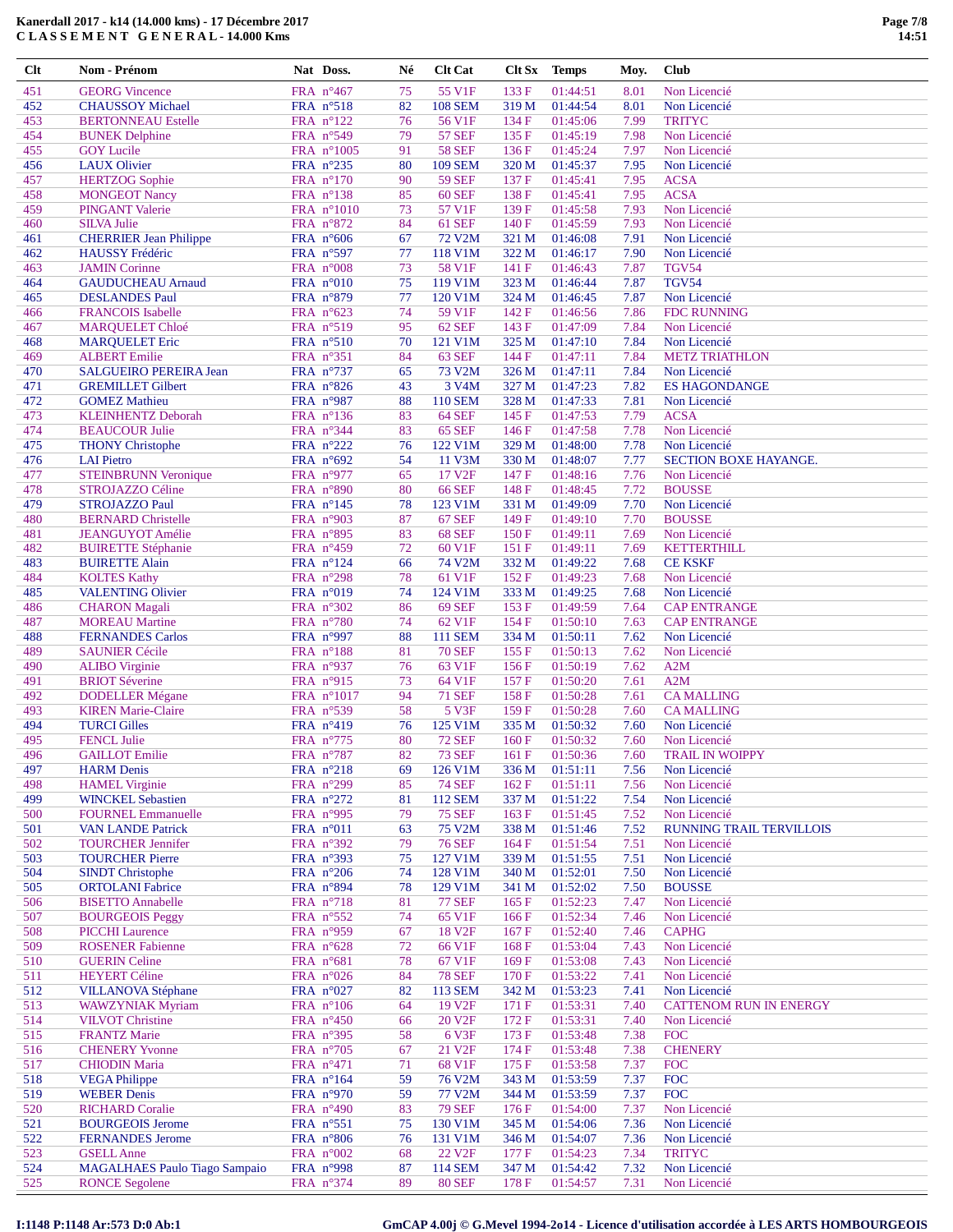**Kanerdall 2017 - k14 (14.000 kms) - 17 Décembre 2017**
**C L A S S E M E N T G E N E R A L - 14.000 Kms**

| Clt | Nom - Prénom | Nat | Doss. | Né | Clt Cat | Clt Sx | Temps | Moy. | Club |
|---|---|---|---|---|---|---|---|---|---|
| 451 | GEORG Vincence | FRA | n°467 | 75 | 55 V1F | 133 F | 01:44:51 | 8.01 | Non Licencié |
| 452 | CHAUSSOY Michael | FRA | n°518 | 82 | 108 SEM | 319 M | 01:44:54 | 8.01 | Non Licencié |
| 453 | BERTONNEAU Estelle | FRA | n°122 | 76 | 56 V1F | 134 F | 01:45:06 | 7.99 | TRITYC |
| 454 | BUNEK Delphine | FRA | n°549 | 79 | 57 SEF | 135 F | 01:45:19 | 7.98 | Non Licencié |
| 455 | GOY Lucile | FRA | n°1005 | 91 | 58 SEF | 136 F | 01:45:24 | 7.97 | Non Licencié |
| 456 | LAUX Olivier | FRA | n°235 | 80 | 109 SEM | 320 M | 01:45:37 | 7.95 | Non Licencié |
| 457 | HERTZOG Sophie | FRA | n°170 | 90 | 59 SEF | 137 F | 01:45:41 | 7.95 | ACSA |
| 458 | MONGEOT Nancy | FRA | n°138 | 85 | 60 SEF | 138 F | 01:45:41 | 7.95 | ACSA |
| 459 | PINGANT Valerie | FRA | n°1010 | 73 | 57 V1F | 139 F | 01:45:58 | 7.93 | Non Licencié |
| 460 | SILVA Julie | FRA | n°872 | 84 | 61 SEF | 140 F | 01:45:59 | 7.93 | Non Licencié |
| 461 | CHERRIER Jean Philippe | FRA | n°606 | 67 | 72 V2M | 321 M | 01:46:08 | 7.91 | Non Licencié |
| 462 | HAUSSY Frédéric | FRA | n°597 | 77 | 118 V1M | 322 M | 01:46:17 | 7.90 | Non Licencié |
| 463 | JAMIN Corinne | FRA | n°008 | 73 | 58 V1F | 141 F | 01:46:43 | 7.87 | TGV54 |
| 464 | GAUDUCHEAU Arnaud | FRA | n°010 | 75 | 119 V1M | 323 M | 01:46:44 | 7.87 | TGV54 |
| 465 | DESLANDES Paul | FRA | n°879 | 77 | 120 V1M | 324 M | 01:46:45 | 7.87 | Non Licencié |
| 466 | FRANCOIS Isabelle | FRA | n°623 | 74 | 59 V1F | 142 F | 01:46:56 | 7.86 | FDC RUNNING |
| 467 | MARQUELET Chloé | FRA | n°519 | 95 | 62 SEF | 143 F | 01:47:09 | 7.84 | Non Licencié |
| 468 | MARQUELET Eric | FRA | n°510 | 70 | 121 V1M | 325 M | 01:47:10 | 7.84 | Non Licencié |
| 469 | ALBERT Emilie | FRA | n°351 | 84 | 63 SEF | 144 F | 01:47:11 | 7.84 | METZ TRIATHLON |
| 470 | SALGUEIRO PEREIRA Jean | FRA | n°737 | 65 | 73 V2M | 326 M | 01:47:11 | 7.84 | Non Licencié |
| 471 | GREMILLET Gilbert | FRA | n°826 | 43 | 3 V4M | 327 M | 01:47:23 | 7.82 | ES HAGONDANGE |
| 472 | GOMEZ Mathieu | FRA | n°987 | 88 | 110 SEM | 328 M | 01:47:33 | 7.81 | Non Licencié |
| 473 | KLEINHENTZ Deborah | FRA | n°136 | 83 | 64 SEF | 145 F | 01:47:53 | 7.79 | ACSA |
| 474 | BEAUCOUR Julie | FRA | n°344 | 83 | 65 SEF | 146 F | 01:47:58 | 7.78 | Non Licencié |
| 475 | THONY Christophe | FRA | n°222 | 76 | 122 V1M | 329 M | 01:48:00 | 7.78 | Non Licencié |
| 476 | LAI Pietro | FRA | n°692 | 54 | 11 V3M | 330 M | 01:48:07 | 7.77 | SECTION BOXE HAYANGE. |
| 477 | STEINBRUNN Veronique | FRA | n°977 | 65 | 17 V2F | 147 F | 01:48:16 | 7.76 | Non Licencié |
| 478 | STROJAZZO Céline | FRA | n°890 | 80 | 66 SEF | 148 F | 01:48:45 | 7.72 | BOUSSE |
| 479 | STROJAZZO Paul | FRA | n°145 | 78 | 123 V1M | 331 M | 01:49:09 | 7.70 | Non Licencié |
| 480 | BERNARD Christelle | FRA | n°903 | 87 | 67 SEF | 149 F | 01:49:10 | 7.70 | BOUSSE |
| 481 | JEANGUYOT Amélie | FRA | n°895 | 83 | 68 SEF | 150 F | 01:49:11 | 7.69 | Non Licencié |
| 482 | BUIRETTE Stéphanie | FRA | n°459 | 72 | 60 V1F | 151 F | 01:49:11 | 7.69 | KETTERTHILL |
| 483 | BUIRETTE Alain | FRA | n°124 | 66 | 74 V2M | 332 M | 01:49:22 | 7.68 | CE KSKF |
| 484 | KOLTES Kathy | FRA | n°298 | 78 | 61 V1F | 152 F | 01:49:23 | 7.68 | Non Licencié |
| 485 | VALENTING Olivier | FRA | n°019 | 74 | 124 V1M | 333 M | 01:49:25 | 7.68 | Non Licencié |
| 486 | CHARON Magali | FRA | n°302 | 86 | 69 SEF | 153 F | 01:49:59 | 7.64 | CAP ENTRANGE |
| 487 | MOREAU Martine | FRA | n°780 | 74 | 62 V1F | 154 F | 01:50:10 | 7.63 | CAP ENTRANGE |
| 488 | FERNANDES Carlos | FRA | n°997 | 88 | 111 SEM | 334 M | 01:50:11 | 7.62 | Non Licencié |
| 489 | SAUNIER Cécile | FRA | n°188 | 81 | 70 SEF | 155 F | 01:50:13 | 7.62 | Non Licencié |
| 490 | ALIBO Virginie | FRA | n°937 | 76 | 63 V1F | 156 F | 01:50:19 | 7.62 | A2M |
| 491 | BRIOT Séverine | FRA | n°915 | 73 | 64 V1F | 157 F | 01:50:20 | 7.61 | A2M |
| 492 | DODELLER Mégane | FRA | n°1017 | 94 | 71 SEF | 158 F | 01:50:28 | 7.61 | CA MALLING |
| 493 | KIREN Marie-Claire | FRA | n°539 | 58 | 5 V3F | 159 F | 01:50:28 | 7.60 | CA MALLING |
| 494 | TURCI Gilles | FRA | n°419 | 76 | 125 V1M | 335 M | 01:50:32 | 7.60 | Non Licencié |
| 495 | FENCL Julie | FRA | n°775 | 80 | 72 SEF | 160 F | 01:50:32 | 7.60 | Non Licencié |
| 496 | GAILLOT Emilie | FRA | n°787 | 82 | 73 SEF | 161 F | 01:50:36 | 7.60 | TRAIL IN WOIPPY |
| 497 | HARM Denis | FRA | n°218 | 69 | 126 V1M | 336 M | 01:51:11 | 7.56 | Non Licencié |
| 498 | HAMEL Virginie | FRA | n°299 | 85 | 74 SEF | 162 F | 01:51:11 | 7.56 | Non Licencié |
| 499 | WINCKEL Sebastien | FRA | n°272 | 81 | 112 SEM | 337 M | 01:51:22 | 7.54 | Non Licencié |
| 500 | FOURNEL Emmanuelle | FRA | n°995 | 79 | 75 SEF | 163 F | 01:51:45 | 7.52 | Non Licencié |
| 501 | VAN LANDE Patrick | FRA | n°011 | 63 | 75 V2M | 338 M | 01:51:46 | 7.52 | RUNNING TRAIL TERVILLOIS |
| 502 | TOURCHER Jennifer | FRA | n°392 | 79 | 76 SEF | 164 F | 01:51:54 | 7.51 | Non Licencié |
| 503 | TOURCHER Pierre | FRA | n°393 | 75 | 127 V1M | 339 M | 01:51:55 | 7.51 | Non Licencié |
| 504 | SINDT Christophe | FRA | n°206 | 74 | 128 V1M | 340 M | 01:52:01 | 7.50 | Non Licencié |
| 505 | ORTOLANI Fabrice | FRA | n°894 | 78 | 129 V1M | 341 M | 01:52:02 | 7.50 | BOUSSE |
| 506 | BISETTO Annabelle | FRA | n°718 | 81 | 77 SEF | 165 F | 01:52:23 | 7.47 | Non Licencié |
| 507 | BOURGEOIS Peggy | FRA | n°552 | 74 | 65 V1F | 166 F | 01:52:34 | 7.46 | Non Licencié |
| 508 | PICCHI Laurence | FRA | n°959 | 67 | 18 V2F | 167 F | 01:52:40 | 7.46 | CAPHG |
| 509 | ROSENER Fabienne | FRA | n°628 | 72 | 66 V1F | 168 F | 01:53:04 | 7.43 | Non Licencié |
| 510 | GUERIN Celine | FRA | n°681 | 78 | 67 V1F | 169 F | 01:53:08 | 7.43 | Non Licencié |
| 511 | HEYERT Céline | FRA | n°026 | 84 | 78 SEF | 170 F | 01:53:22 | 7.41 | Non Licencié |
| 512 | VILLANOVA Stéphane | FRA | n°027 | 82 | 113 SEM | 342 M | 01:53:23 | 7.41 | Non Licencié |
| 513 | WAWZYNIAK Myriam | FRA | n°106 | 64 | 19 V2F | 171 F | 01:53:31 | 7.40 | CATTENOM RUN IN ENERGY |
| 514 | VILVOT Christine | FRA | n°450 | 66 | 20 V2F | 172 F | 01:53:31 | 7.40 | Non Licencié |
| 515 | FRANTZ Marie | FRA | n°395 | 58 | 6 V3F | 173 F | 01:53:48 | 7.38 | FOC |
| 516 | CHENERY Yvonne | FRA | n°705 | 67 | 21 V2F | 174 F | 01:53:48 | 7.38 | CHENERY |
| 517 | CHIODIN Maria | FRA | n°471 | 71 | 68 V1F | 175 F | 01:53:58 | 7.37 | FOC |
| 518 | VEGA Philippe | FRA | n°164 | 59 | 76 V2M | 343 M | 01:53:59 | 7.37 | FOC |
| 519 | WEBER Denis | FRA | n°970 | 59 | 77 V2M | 344 M | 01:53:59 | 7.37 | FOC |
| 520 | RICHARD Coralie | FRA | n°490 | 83 | 79 SEF | 176 F | 01:54:00 | 7.37 | Non Licencié |
| 521 | BOURGEOIS Jerome | FRA | n°551 | 75 | 130 V1M | 345 M | 01:54:06 | 7.36 | Non Licencié |
| 522 | FERNANDES Jerome | FRA | n°806 | 76 | 131 V1M | 346 M | 01:54:07 | 7.36 | Non Licencié |
| 523 | GSELL Anne | FRA | n°002 | 68 | 22 V2F | 177 F | 01:54:23 | 7.34 | TRITYC |
| 524 | MAGALHAES Paulo Tiago Sampaio | FRA | n°998 | 87 | 114 SEM | 347 M | 01:54:42 | 7.32 | Non Licencié |
| 525 | RONCE Segolene | FRA | n°374 | 89 | 80 SEF | 178 F | 01:54:57 | 7.31 | Non Licencié |

I:1148 P:1148 Ar:573 D:0 Ab:1

GmCAP 4.00j © G.Mevel 1994-2014 - Licence d'utilisation accordée à LES ARTS HOMBOURGEOIS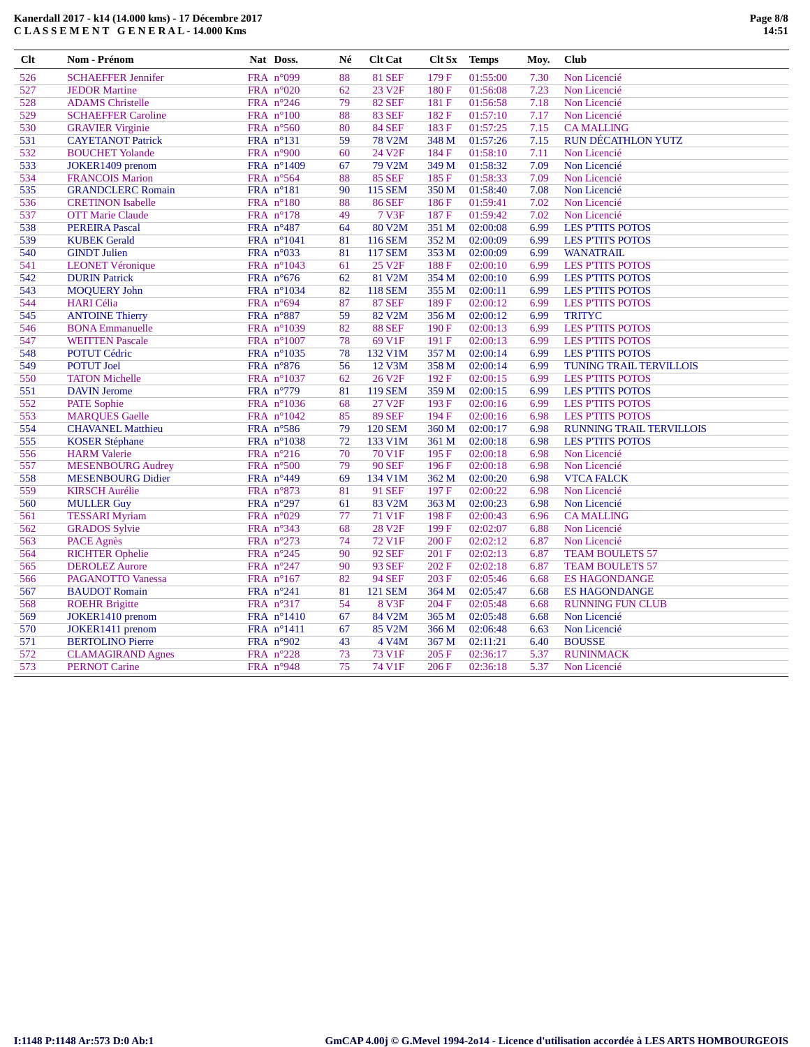**Kanerdall 2017 - k14 (14.000 kms) - 17 Décembre 2017**
**C L A S S E M E N T  G E N E R A L - 14.000 Kms**

| Clt | Nom - Prénom | Nat | Doss. | Né | Clt Cat | Clt Sx | Temps | Moy. | Club |
|---|---|---|---|---|---|---|---|---|---|
| 526 | SCHAEFFER Jennifer | FRA | n°099 | 88 | 81 SEF | 179 F | 01:55:00 | 7.30 | Non Licencié |
| 527 | JEDOR Martine | FRA | n°020 | 62 | 23 V2F | 180 F | 01:56:08 | 7.23 | Non Licencié |
| 528 | ADAMS Christelle | FRA | n°246 | 79 | 82 SEF | 181 F | 01:56:58 | 7.18 | Non Licencié |
| 529 | SCHAEFFER Caroline | FRA | n°100 | 88 | 83 SEF | 182 F | 01:57:10 | 7.17 | Non Licencié |
| 530 | GRAVIER Virginie | FRA | n°560 | 80 | 84 SEF | 183 F | 01:57:25 | 7.15 | CA MALLING |
| 531 | CAYETANOT Patrick | FRA | n°131 | 59 | 78 V2M | 348 M | 01:57:26 | 7.15 | RUN DÉCATHLON YUTZ |
| 532 | BOUCHET Yolande | FRA | n°900 | 60 | 24 V2F | 184 F | 01:58:10 | 7.11 | Non Licencié |
| 533 | JOKER1409 prenom | FRA | n°1409 | 67 | 79 V2M | 349 M | 01:58:32 | 7.09 | Non Licencié |
| 534 | FRANCOIS Marion | FRA | n°564 | 88 | 85 SEF | 185 F | 01:58:33 | 7.09 | Non Licencié |
| 535 | GRANDCLERC Romain | FRA | n°181 | 90 | 115 SEM | 350 M | 01:58:40 | 7.08 | Non Licencié |
| 536 | CRETINON Isabelle | FRA | n°180 | 88 | 86 SEF | 186 F | 01:59:41 | 7.02 | Non Licencié |
| 537 | OTT Marie Claude | FRA | n°178 | 49 | 7 V3F | 187 F | 01:59:42 | 7.02 | Non Licencié |
| 538 | PEREIRA Pascal | FRA | n°487 | 64 | 80 V2M | 351 M | 02:00:08 | 6.99 | LES P'TITS POTOS |
| 539 | KUBEK Gerald | FRA | n°1041 | 81 | 116 SEM | 352 M | 02:00:09 | 6.99 | LES P'TITS POTOS |
| 540 | GINDT Julien | FRA | n°033 | 81 | 117 SEM | 353 M | 02:00:09 | 6.99 | WANATRAIL |
| 541 | LEONET Véronique | FRA | n°1043 | 61 | 25 V2F | 188 F | 02:00:10 | 6.99 | LES P'TITS POTOS |
| 542 | DURIN Patrick | FRA | n°676 | 62 | 81 V2M | 354 M | 02:00:10 | 6.99 | LES P'TITS POTOS |
| 543 | MOQUERY John | FRA | n°1034 | 82 | 118 SEM | 355 M | 02:00:11 | 6.99 | LES P'TITS POTOS |
| 544 | HARI Célia | FRA | n°694 | 87 | 87 SEF | 189 F | 02:00:12 | 6.99 | LES P'TITS POTOS |
| 545 | ANTOINE Thierry | FRA | n°887 | 59 | 82 V2M | 356 M | 02:00:12 | 6.99 | TRITYC |
| 546 | BONA Emmanuelle | FRA | n°1039 | 82 | 88 SEF | 190 F | 02:00:13 | 6.99 | LES P'TITS POTOS |
| 547 | WEITTEN Pascale | FRA | n°1007 | 78 | 69 V1F | 191 F | 02:00:13 | 6.99 | LES P'TITS POTOS |
| 548 | POTUT Cédric | FRA | n°1035 | 78 | 132 V1M | 357 M | 02:00:14 | 6.99 | LES P'TITS POTOS |
| 549 | POTUT Joel | FRA | n°876 | 56 | 12 V3M | 358 M | 02:00:14 | 6.99 | TUNING TRAIL TERVILLOIS |
| 550 | TATON Michelle | FRA | n°1037 | 62 | 26 V2F | 192 F | 02:00:15 | 6.99 | LES P'TITS POTOS |
| 551 | DAVIN Jerome | FRA | n°779 | 81 | 119 SEM | 359 M | 02:00:15 | 6.99 | LES P'TITS POTOS |
| 552 | PATE Sophie | FRA | n°1036 | 68 | 27 V2F | 193 F | 02:00:16 | 6.99 | LES P'TITS POTOS |
| 553 | MARQUES Gaelle | FRA | n°1042 | 85 | 89 SEF | 194 F | 02:00:16 | 6.98 | LES P'TITS POTOS |
| 554 | CHAVANEL Matthieu | FRA | n°586 | 79 | 120 SEM | 360 M | 02:00:17 | 6.98 | RUNNING TRAIL TERVILLOIS |
| 555 | KOSER Stéphane | FRA | n°1038 | 72 | 133 V1M | 361 M | 02:00:18 | 6.98 | LES P'TITS POTOS |
| 556 | HARM Valerie | FRA | n°216 | 70 | 70 V1F | 195 F | 02:00:18 | 6.98 | Non Licencié |
| 557 | MESENBOURG Audrey | FRA | n°500 | 79 | 90 SEF | 196 F | 02:00:18 | 6.98 | Non Licencié |
| 558 | MESENBOURG Didier | FRA | n°449 | 69 | 134 V1M | 362 M | 02:00:20 | 6.98 | VTCA FALCK |
| 559 | KIRSCH Aurélie | FRA | n°873 | 81 | 91 SEF | 197 F | 02:00:22 | 6.98 | Non Licencié |
| 560 | MULLER Guy | FRA | n°297 | 61 | 83 V2M | 363 M | 02:00:23 | 6.98 | Non Licencié |
| 561 | TESSARI Myriam | FRA | n°029 | 77 | 71 V1F | 198 F | 02:00:43 | 6.96 | CA MALLING |
| 562 | GRADOS Sylvie | FRA | n°343 | 68 | 28 V2F | 199 F | 02:02:07 | 6.88 | Non Licencié |
| 563 | PACE Agnès | FRA | n°273 | 74 | 72 V1F | 200 F | 02:02:12 | 6.87 | Non Licencié |
| 564 | RICHTER Ophelie | FRA | n°245 | 90 | 92 SEF | 201 F | 02:02:13 | 6.87 | TEAM BOULETS 57 |
| 565 | DEROLEZ Aurore | FRA | n°247 | 90 | 93 SEF | 202 F | 02:02:18 | 6.87 | TEAM BOULETS 57 |
| 566 | PAGANOTTO Vanessa | FRA | n°167 | 82 | 94 SEF | 203 F | 02:05:46 | 6.68 | ES HAGONDANGE |
| 567 | BAUDOT Romain | FRA | n°241 | 81 | 121 SEM | 364 M | 02:05:47 | 6.68 | ES HAGONDANGE |
| 568 | ROEHR Brigitte | FRA | n°317 | 54 | 8 V3F | 204 F | 02:05:48 | 6.68 | RUNNING FUN CLUB |
| 569 | JOKER1410 prenom | FRA | n°1410 | 67 | 84 V2M | 365 M | 02:05:48 | 6.68 | Non Licencié |
| 570 | JOKER1411 prenom | FRA | n°1411 | 67 | 85 V2M | 366 M | 02:06:48 | 6.63 | Non Licencié |
| 571 | BERTOLINO Pierre | FRA | n°902 | 43 | 4 V4M | 367 M | 02:11:21 | 6.40 | BOUSSE |
| 572 | CLAMAGIRAND Agnes | FRA | n°228 | 73 | 73 V1F | 205 F | 02:36:17 | 5.37 | RUNINMACK |
| 573 | PERNOT Carine | FRA | n°948 | 75 | 74 V1F | 206 F | 02:36:18 | 5.37 | Non Licencié |

I:1148 P:1148 Ar:573 D:0 Ab:1

GmCAP 4.00j © G.Mevel 1994-2o14 - Licence d'utilisation accordée à LES ARTS HOMBOURGEOIS